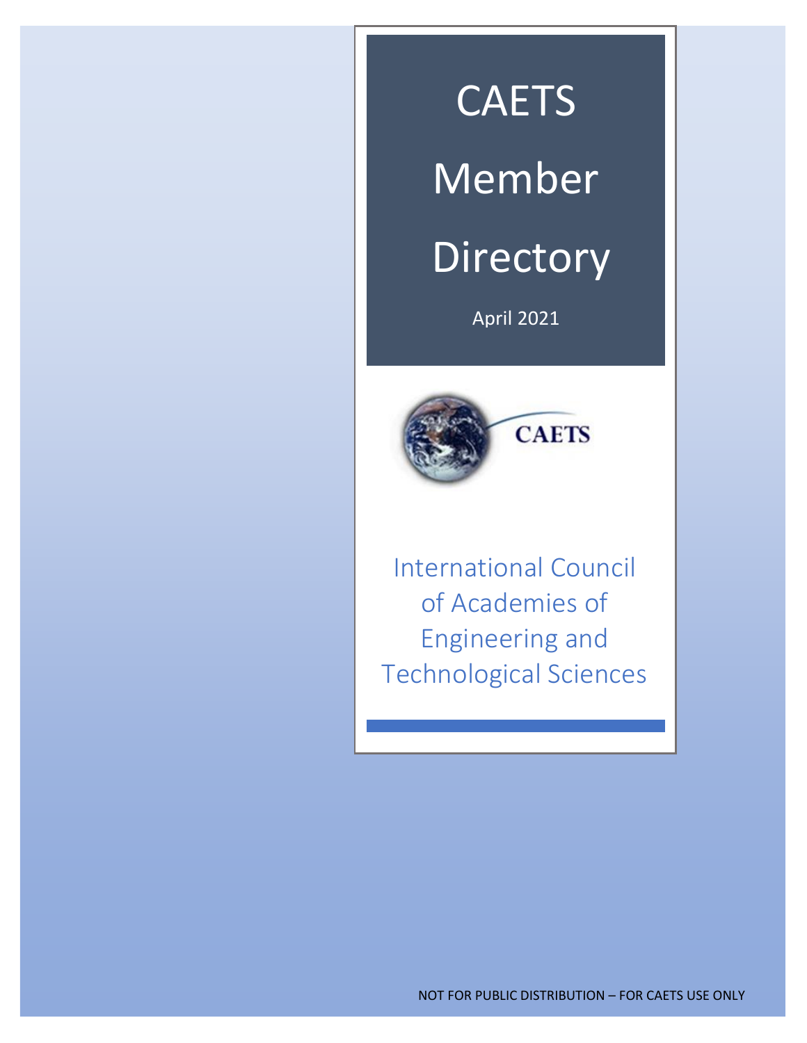# CAETS Member Directory

April 2021

CAETS

International Council of Academies of Engineering and Technological Sciences

NOT FOR PUBLIC DISTRIBUTION – FOR CAETS USE ONLY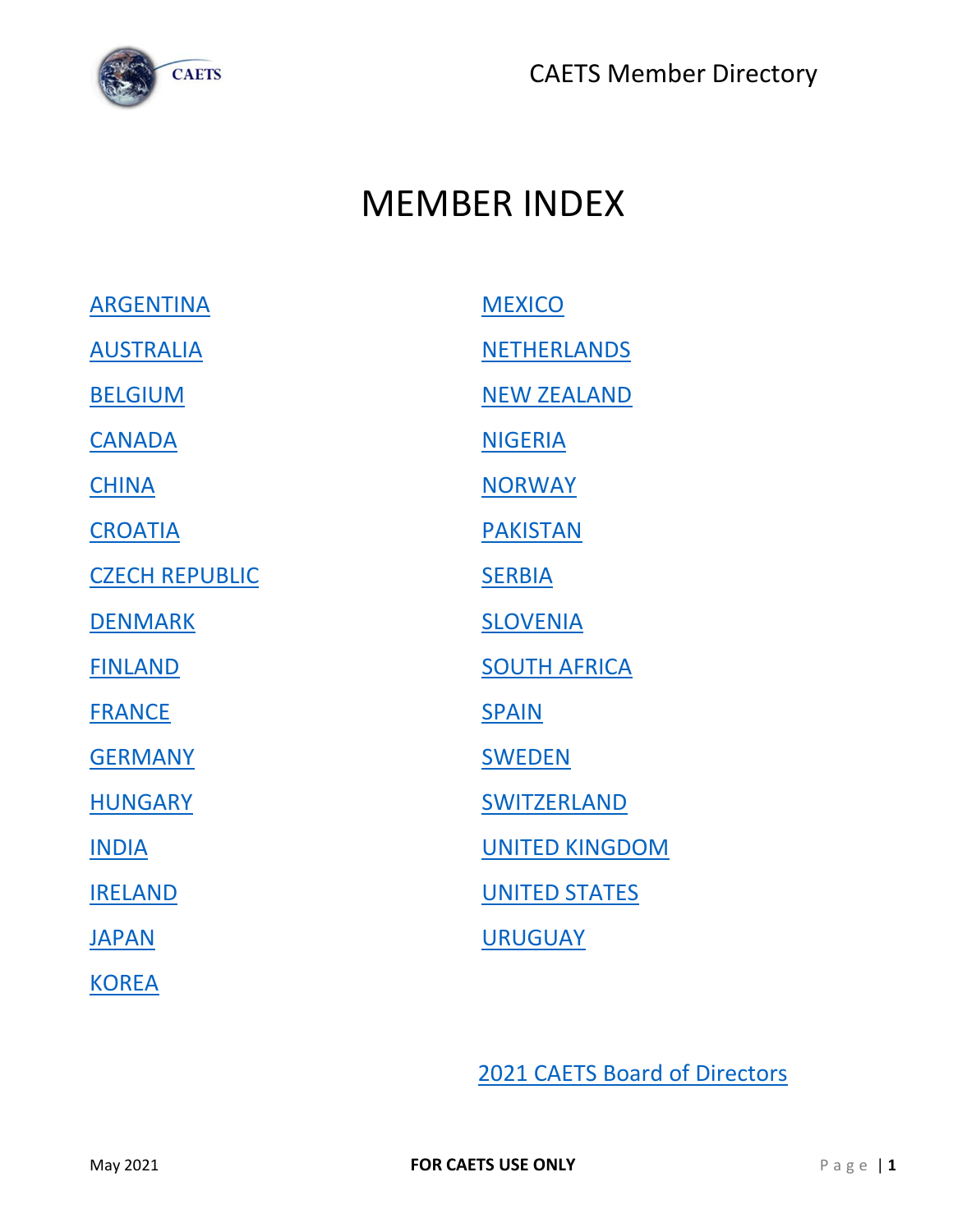# MEMBER INDEX

ARGENTINA

AUSTRALIA

BELGIUM

CANADA

CHINA

CROATIA

CZECH REPUBLIC

DENMARK

FINLAND

FRANCE

GERMANY

HUNGARY

INDIA

IRELAND

JAPAN

KOREA

MEXICO

NETHERLANDS

NEW ZEALAND

NIGERIA

NORWAY

PAKISTAN

SERBIA

SLOVENIA

SOUTH AFRICA

SPAIN

SWEDEN

SWITZERLAND

UNITED KINGDOM

UNITED STATES

URUGUAY

2021 CAETS Board of Directors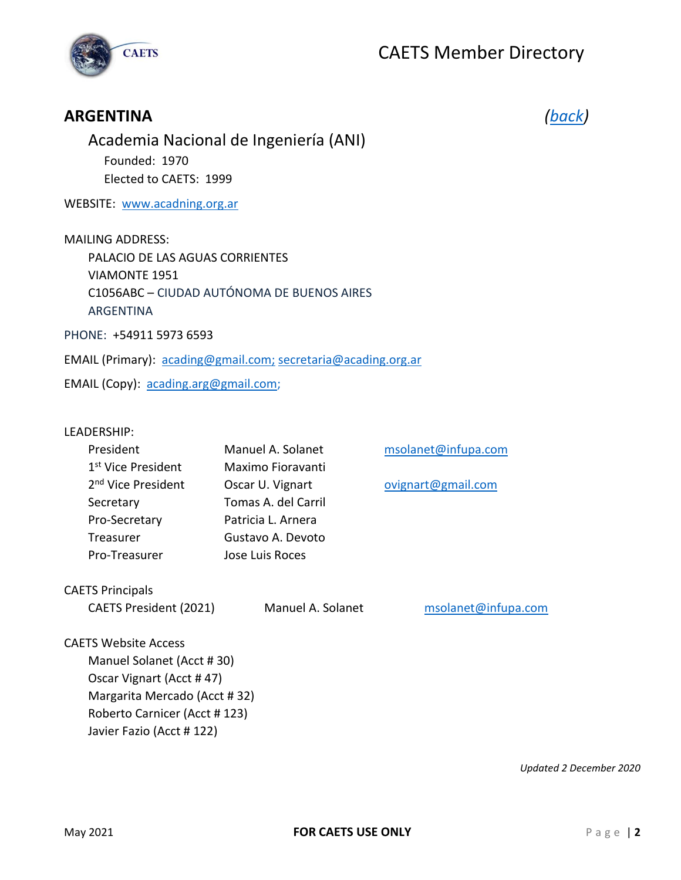## ARGENTINA

(back)

### Academia Nacional de Ingeniería (ANI)

Founded: 1970
Elected to CAETS: 1999

WEBSITE: www.acadning.org.ar

MAILING ADDRESS:
PALACIO DE LAS AGUAS CORRIENTES
VIAMONTE 1951
C1056ABC – CIUDAD AUTÓNOMA DE BUENOS AIRES
ARGENTINA

PHONE: +54911 5973 6593

EMAIL (Primary): acading@gmail.com; secretaria@acading.org.ar

EMAIL (Copy): acading.arg@gmail.com;

LEADERSHIP:

| | | |
|---|---|---|
| President | Manuel A. Solanet | msolanet@infupa.com |
| 1st Vice President | Maximo Fioravanti | |
| 2nd Vice President | Oscar U. Vignart | ovignart@gmail.com |
| Secretary | Tomas A. del Carril | |
| Pro-Secretary | Patricia L. Arnera | |
| Treasurer | Gustavo A. Devoto | |
| Pro-Treasurer | Jose Luis Roces | |

CAETS Principals

| | | |
|---|---|---|
| CAETS President (2021) | Manuel A. Solanet | msolanet@infupa.com |

CAETS Website Access
- Manuel Solanet (Acct # 30)
- Oscar Vignart (Acct # 47)
- Margarita Mercado (Acct # 32)
- Roberto Carnicer (Acct # 123)
- Javier Fazio (Acct # 122)

*Updated 2 December 2020*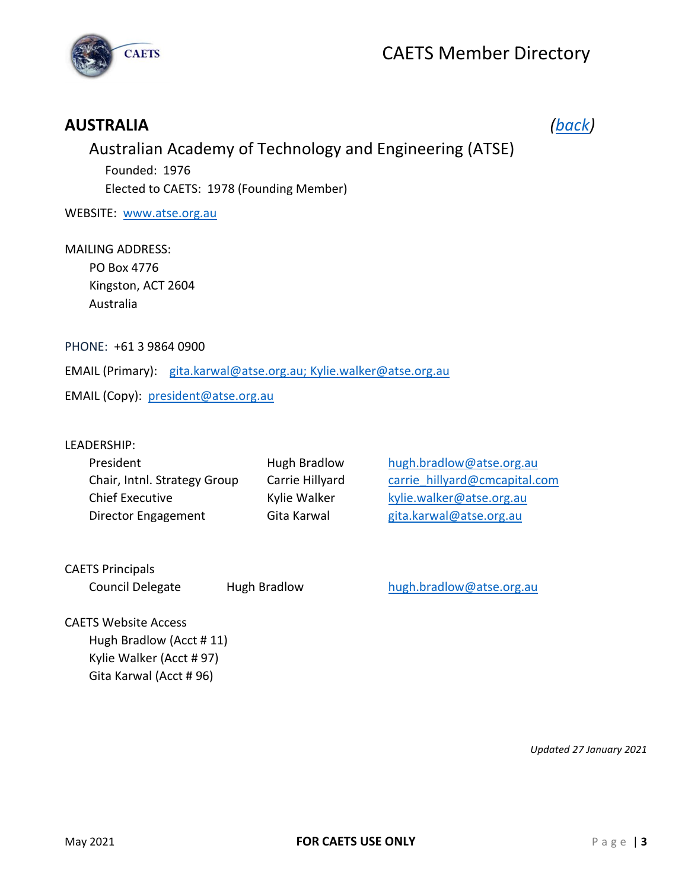## AUSTRALIA

*(back)*

### Australian Academy of Technology and Engineering (ATSE)

Founded: 1976

Elected to CAETS: 1978 (Founding Member)

WEBSITE: www.atse.org.au

MAILING ADDRESS:

PO Box 4776
Kingston, ACT 2604
Australia

PHONE: +61 3 9864 0900

EMAIL (Primary): gita.karwal@atse.org.au; Kylie.walker@atse.org.au

EMAIL (Copy): president@atse.org.au

LEADERSHIP:

| | | |
|---|---|---|
| President | Hugh Bradlow | hugh.bradlow@atse.org.au |
| Chair, Intnl. Strategy Group | Carrie Hillyard | carrie_hillyard@cmcapital.com |
| Chief Executive | Kylie Walker | kylie.walker@atse.org.au |
| Director Engagement | Gita Karwal | gita.karwal@atse.org.au |

CAETS Principals

| | | |
|---|---|---|
| Council Delegate | Hugh Bradlow | hugh.bradlow@atse.org.au |

CAETS Website Access

Hugh Bradlow (Acct # 11)
Kylie Walker (Acct # 97)
Gita Karwal (Acct # 96)

*Updated 27 January 2021*

May 2021 **FOR CAETS USE ONLY**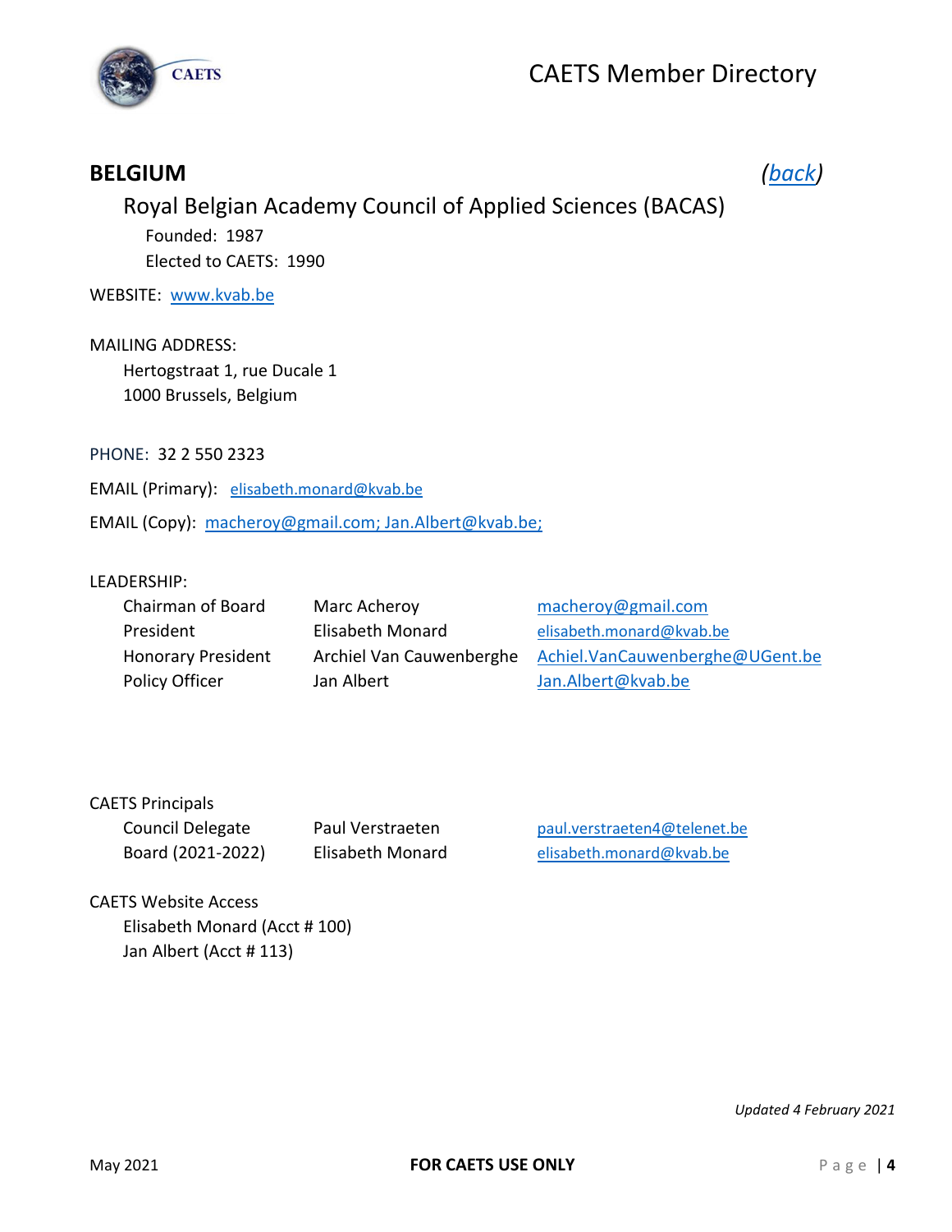## BELGIUM

*(back)*

### Royal Belgian Academy Council of Applied Sciences (BACAS)

Founded: 1987

Elected to CAETS: 1990

WEBSITE: www.kvab.be

MAILING ADDRESS:

Hertogstraat 1, rue Ducale 1
1000 Brussels, Belgium

PHONE: 32 2 550 2323

EMAIL (Primary): elisabeth.monard@kvab.be

EMAIL (Copy): macheroy@gmail.com; Jan.Albert@kvab.be;

LEADERSHIP:

| | | |
|---|---|---|
| Chairman of Board | Marc Acheroy | macheroy@gmail.com |
| President | Elisabeth Monard | elisabeth.monard@kvab.be |
| Honorary President | Archiel Van Cauwenberghe | Achiel.VanCauwenberghe@UGent.be |
| Policy Officer | Jan Albert | Jan.Albert@kvab.be |

CAETS Principals

| | | |
|---|---|---|
| Council Delegate | Paul Verstraeten | paul.verstraeten4@telenet.be |
| Board (2021-2022) | Elisabeth Monard | elisabeth.monard@kvab.be |

CAETS Website Access

Elisabeth Monard (Acct # 100)
Jan Albert (Acct # 113)

*Updated 4 February 2021*

**FOR CAETS USE ONLY**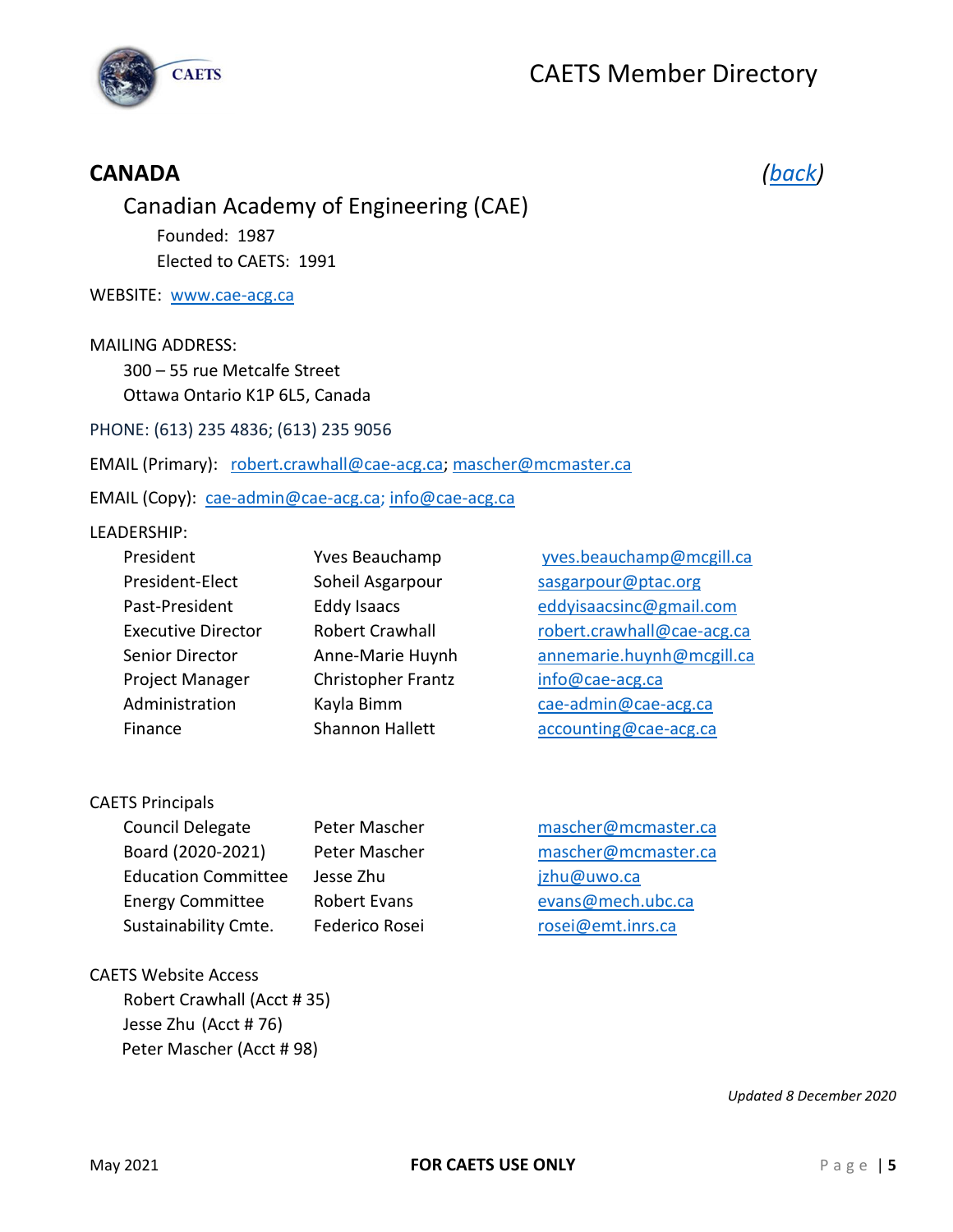## CANADA

(back)

### Canadian Academy of Engineering (CAE)

Founded: 1987
Elected to CAETS: 1991

WEBSITE: www.cae-acg.ca

MAILING ADDRESS:
300 – 55 rue Metcalfe Street
Ottawa Ontario K1P 6L5, Canada

PHONE: (613) 235 4836; (613) 235 9056

EMAIL (Primary): robert.crawhall@cae-acg.ca; mascher@mcmaster.ca

EMAIL (Copy): cae-admin@cae-acg.ca; info@cae-acg.ca

LEADERSHIP:

| | | |
|---|---|---|
| President | Yves Beauchamp | yves.beauchamp@mcgill.ca |
| President-Elect | Soheil Asgarpour | sasgarpour@ptac.org |
| Past-President | Eddy Isaacs | eddyisaacsinc@gmail.com |
| Executive Director | Robert Crawhall | robert.crawhall@cae-acg.ca |
| Senior Director | Anne-Marie Huynh | annemarie.huynh@mcgill.ca |
| Project Manager | Christopher Frantz | info@cae-acg.ca |
| Administration | Kayla Bimm | cae-admin@cae-acg.ca |
| Finance | Shannon Hallett | accounting@cae-acg.ca |

CAETS Principals

| | | |
|---|---|---|
| Council Delegate | Peter Mascher | mascher@mcmaster.ca |
| Board (2020-2021) | Peter Mascher | mascher@mcmaster.ca |
| Education Committee | Jesse Zhu | jzhu@uwo.ca |
| Energy Committee | Robert Evans | evans@mech.ubc.ca |
| Sustainability Cmte. | Federico Rosei | rosei@emt.inrs.ca |

CAETS Website Access
Robert Crawhall (Acct # 35)
Jesse Zhu (Acct # 76)
Peter Mascher (Acct # 98)

*Updated 8 December 2020*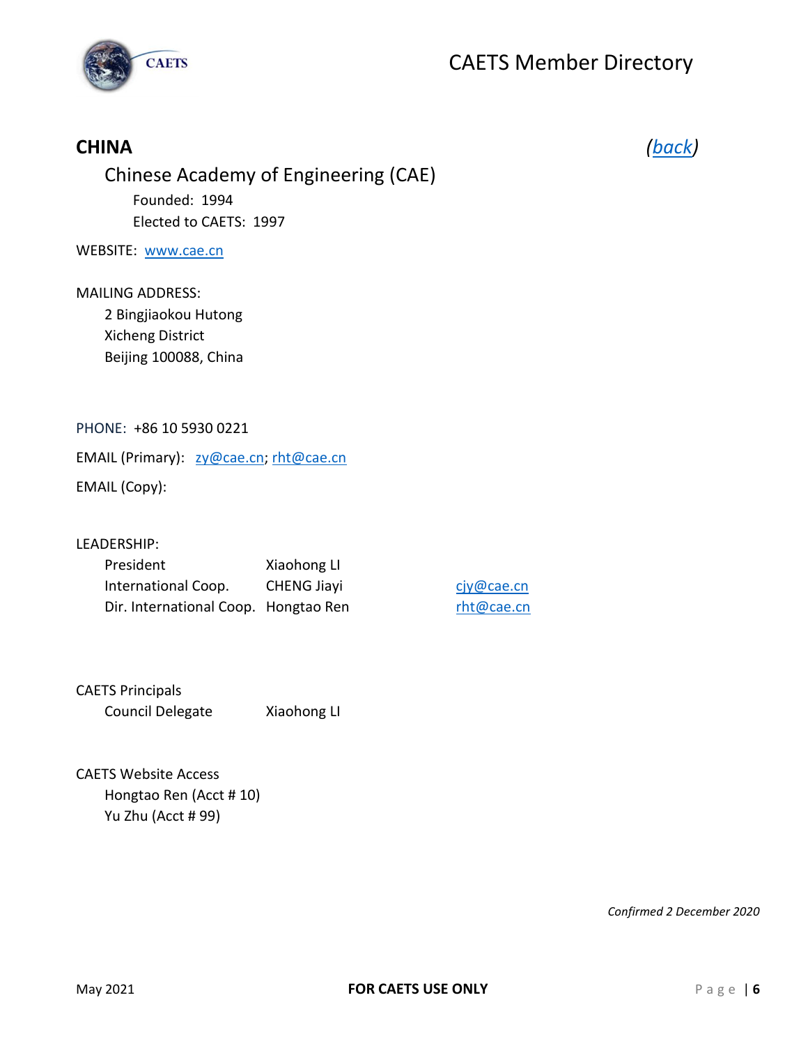## CHINA

*(back)*

### Chinese Academy of Engineering (CAE)

Founded: 1994

Elected to CAETS: 1997

WEBSITE: www.cae.cn

MAILING ADDRESS:

2 Bingjiaokou Hutong
Xicheng District
Beijing 100088, China

PHONE: +86 10 5930 0221

EMAIL (Primary): zy@cae.cn; rht@cae.cn

EMAIL (Copy):

LEADERSHIP:

| | | |
|---|---|---|
| President | Xiaohong LI | |
| International Coop. | CHENG Jiayi | cjy@cae.cn |
| Dir. International Coop. | Hongtao Ren | rht@cae.cn |

CAETS Principals

| | |
|---|---|
| Council Delegate | Xiaohong LI |

CAETS Website Access

Hongtao Ren (Acct # 10)
Yu Zhu (Acct # 99)

*Confirmed 2 December 2020*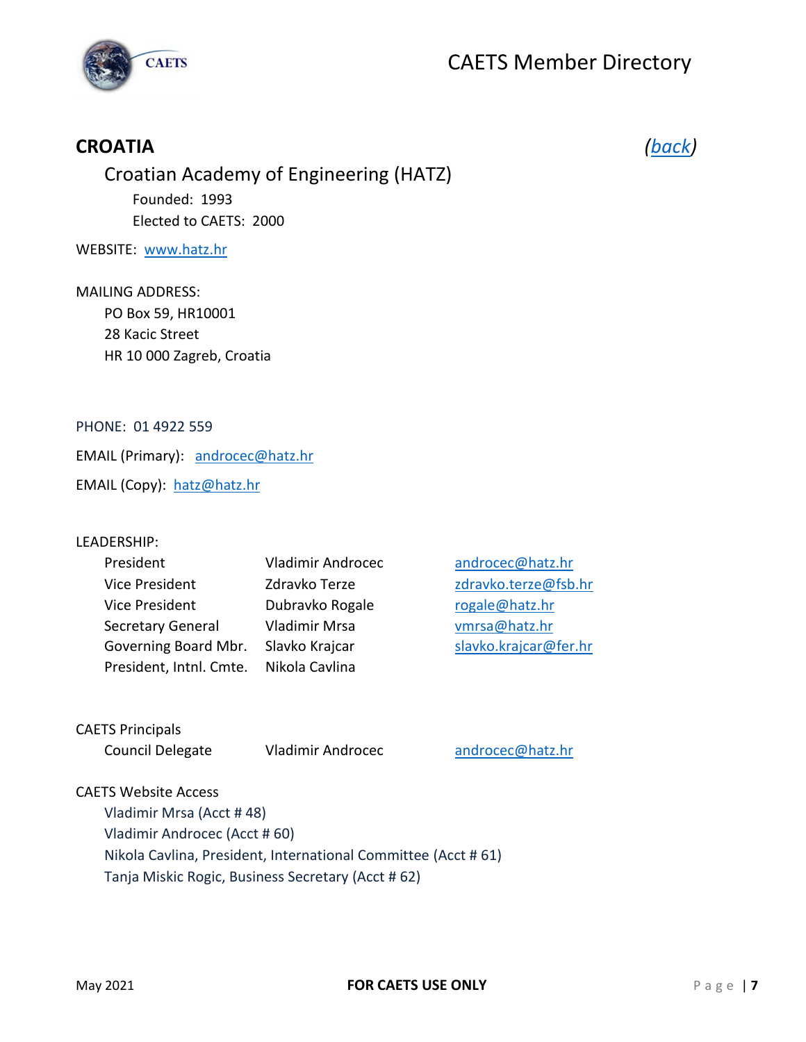## CROATIA

*(back)*

### Croatian Academy of Engineering (HATZ)

Founded: 1993
Elected to CAETS: 2000

WEBSITE: www.hatz.hr

MAILING ADDRESS:
PO Box 59, HR10001
28 Kacic Street
HR 10 000 Zagreb, Croatia

PHONE: 01 4922 559

EMAIL (Primary): androcec@hatz.hr

EMAIL (Copy): hatz@hatz.hr

LEADERSHIP:

| | | |
|---|---|---|
| President | Vladimir Androcec | androcec@hatz.hr |
| Vice President | Zdravko Terze | zdravko.terze@fsb.hr |
| Vice President | Dubravko Rogale | rogale@hatz.hr |
| Secretary General | Vladimir Mrsa | vmrsa@hatz.hr |
| Governing Board Mbr. | Slavko Krajcar | slavko.krajcar@fer.hr |
| President, Intnl. Cmte. | Nikola Cavlina | |

CAETS Principals

| | | |
|---|---|---|
| Council Delegate | Vladimir Androcec | androcec@hatz.hr |

CAETS Website Access

- Vladimir Mrsa (Acct # 48)
- Vladimir Androcec (Acct # 60)
- Nikola Cavlina, President, International Committee (Acct # 61)
- Tanja Miskic Rogic, Business Secretary (Acct # 62)

May 2021 **FOR CAETS USE ONLY**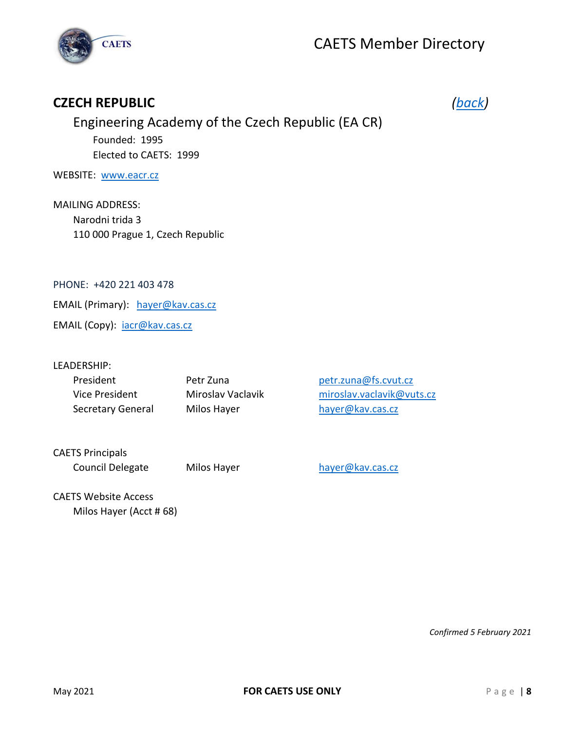## CZECH REPUBLIC

*(back)*

### Engineering Academy of the Czech Republic (EA CR)

Founded: 1995
Elected to CAETS: 1999

WEBSITE: www.eacr.cz

MAILING ADDRESS:
Narodni trida 3
110 000 Prague 1, Czech Republic

PHONE: +420 221 403 478

EMAIL (Primary): hayer@kav.cas.cz

EMAIL (Copy): iacr@kav.cas.cz

LEADERSHIP:

| | | |
|---|---|---|
| President | Petr Zuna | petr.zuna@fs.cvut.cz |
| Vice President | Miroslav Vaclavik | miroslav.vaclavik@vuts.cz |
| Secretary General | Milos Hayer | hayer@kav.cas.cz |

CAETS Principals

| | | |
|---|---|---|
| Council Delegate | Milos Hayer | hayer@kav.cas.cz |

CAETS Website Access
Milos Hayer (Acct # 68)

*Confirmed 5 February 2021*

May 2021 **FOR CAETS USE ONLY**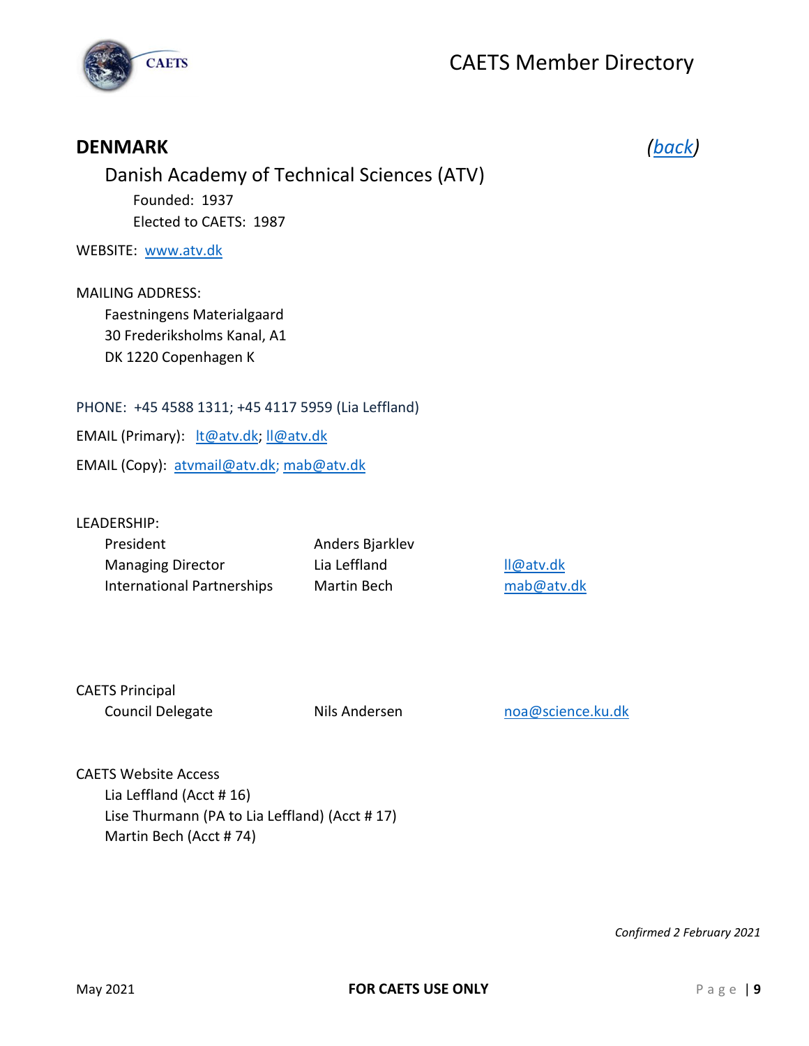## DENMARK

*(back)*

### Danish Academy of Technical Sciences (ATV)

Founded: 1937

Elected to CAETS: 1987

WEBSITE: www.atv.dk

MAILING ADDRESS:

Faestningens Materialgaard
30 Frederiksholms Kanal, A1
DK 1220 Copenhagen K

PHONE: +45 4588 1311; +45 4117 5959 (Lia Leffland)

EMAIL (Primary): lt@atv.dk; ll@atv.dk

EMAIL (Copy): atvmail@atv.dk; mab@atv.dk

LEADERSHIP:

| | | |
|---|---|---|
| President | Anders Bjarklev | |
| Managing Director | Lia Leffland | ll@atv.dk |
| International Partnerships | Martin Bech | mab@atv.dk |

CAETS Principal

| | | |
|---|---|---|
| Council Delegate | Nils Andersen | noa@science.ku.dk |

CAETS Website Access

Lia Leffland (Acct # 16)
Lise Thurmann (PA to Lia Leffland) (Acct # 17)
Martin Bech (Acct # 74)

*Confirmed 2 February 2021*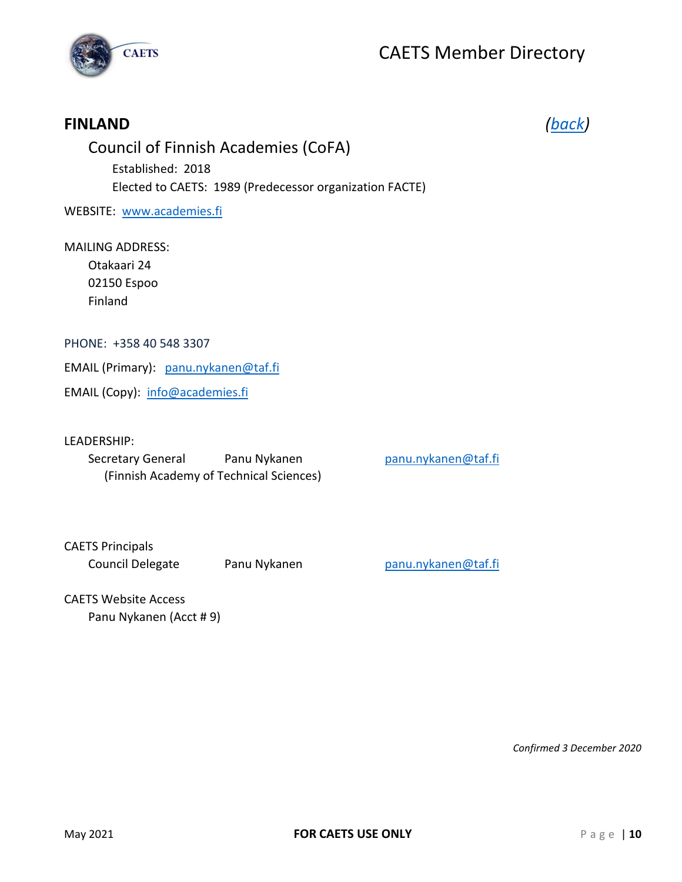## FINLAND

*(back)*

### Council of Finnish Academies (CoFA)

Established: 2018

Elected to CAETS: 1989 (Predecessor organization FACTE)

WEBSITE: www.academies.fi

MAILING ADDRESS:

Otakaari 24
02150 Espoo
Finland

PHONE: +358 40 548 3307

EMAIL (Primary): panu.nykanen@taf.fi

EMAIL (Copy): info@academies.fi

LEADERSHIP:

| | | |
|---|---|---|
| Secretary General (Finnish Academy of Technical Sciences) | Panu Nykanen | panu.nykanen@taf.fi |

CAETS Principals

| | | |
|---|---|---|
| Council Delegate | Panu Nykanen | panu.nykanen@taf.fi |

CAETS Website Access

Panu Nykanen (Acct # 9)

*Confirmed 3 December 2020*

May 2021

**FOR CAETS USE ONLY**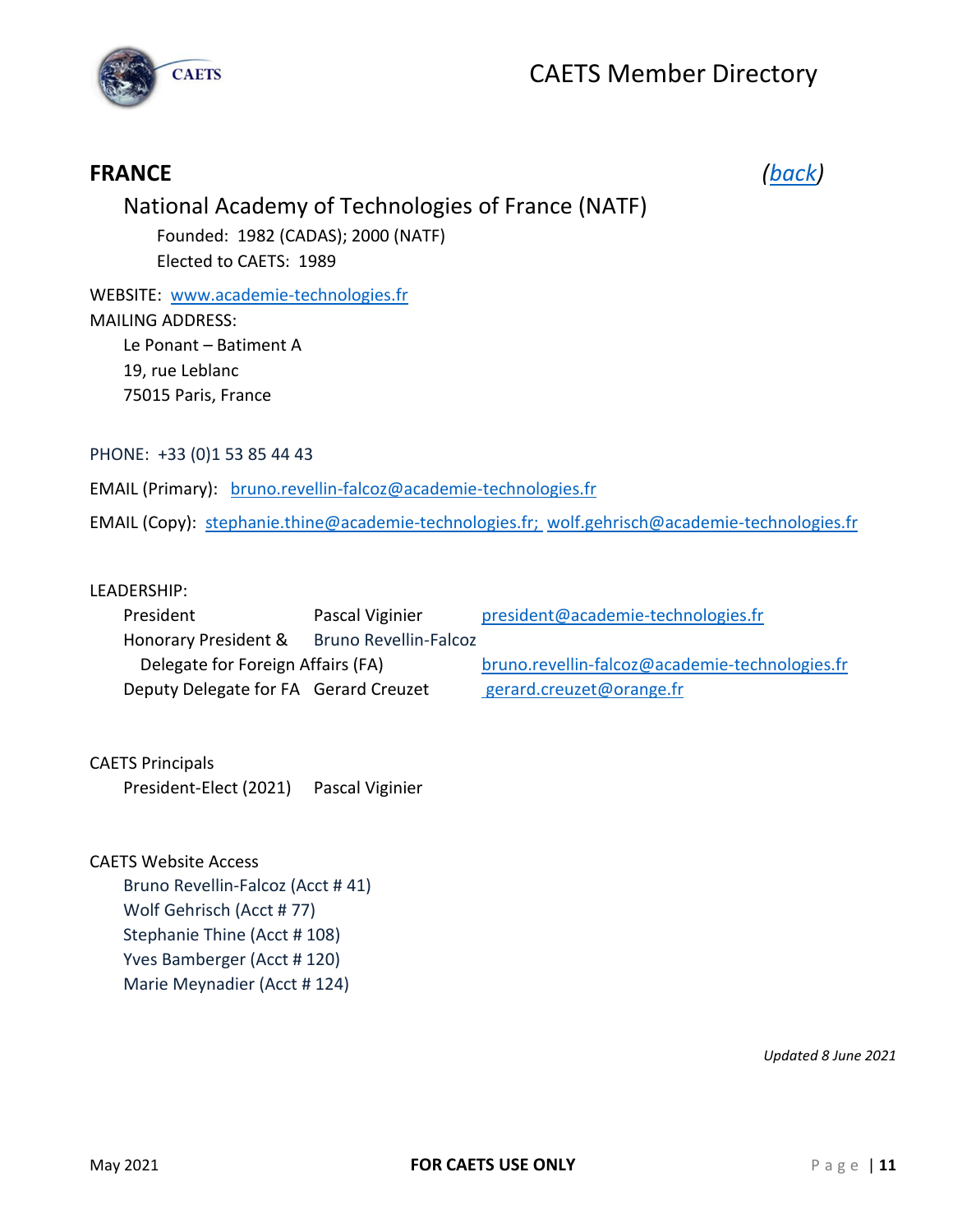## FRANCE

*(back)*

### National Academy of Technologies of France (NATF)

Founded: 1982 (CADAS); 2000 (NATF)
Elected to CAETS: 1989

WEBSITE: www.academie-technologies.fr

MAILING ADDRESS:
Le Ponant – Batiment A
19, rue Leblanc
75015 Paris, France

PHONE: +33 (0)1 53 85 44 43

EMAIL (Primary): bruno.revellin-falcoz@academie-technologies.fr

EMAIL (Copy): stephanie.thine@academie-technologies.fr; wolf.gehrisch@academie-technologies.fr

LEADERSHIP:

| | | |
|---|---|---|
| President | Pascal Viginier | president@academie-technologies.fr |
| Honorary President & Delegate for Foreign Affairs (FA) | Bruno Revellin-Falcoz | bruno.revellin-falcoz@academie-technologies.fr |
| Deputy Delegate for FA | Gerard Creuzet | gerard.creuzet@orange.fr |

CAETS Principals

| | |
|---|---|
| President-Elect (2021) | Pascal Viginier |

CAETS Website Access

- Bruno Revellin-Falcoz (Acct # 41)
- Wolf Gehrisch (Acct # 77)
- Stephanie Thine (Acct # 108)
- Yves Bamberger (Acct # 120)
- Marie Meynadier (Acct # 124)

*Updated 8 June 2021*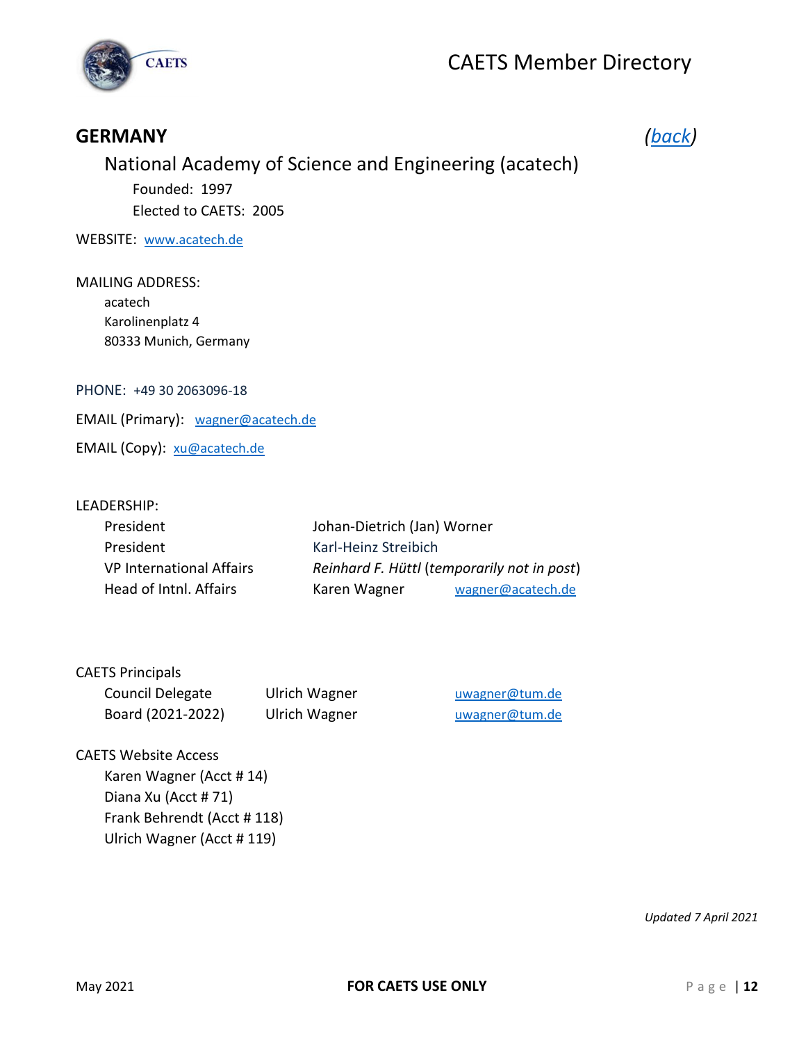## GERMANY

*(back)*

### National Academy of Science and Engineering (acatech)

Founded: 1997

Elected to CAETS: 2005

WEBSITE: www.acatech.de

MAILING ADDRESS:

acatech
Karolinenplatz 4
80333 Munich, Germany

PHONE: +49 30 2063096-18

EMAIL (Primary): wagner@acatech.de

EMAIL (Copy): xu@acatech.de

LEADERSHIP:

| | | |
|---|---|---|
| President | Johan-Dietrich (Jan) Worner | |
| President | Karl-Heinz Streibich | |
| VP International Affairs | *Reinhard F. Hüttl* (*temporarily not in post*) | |
| Head of Intnl. Affairs | Karen Wagner | wagner@acatech.de |

CAETS Principals

| | | |
|---|---|---|
| Council Delegate | Ulrich Wagner | uwagner@tum.de |
| Board (2021-2022) | Ulrich Wagner | uwagner@tum.de |

CAETS Website Access

- Karen Wagner (Acct # 14)
- Diana Xu (Acct # 71)
- Frank Behrendt (Acct # 118)
- Ulrich Wagner (Acct # 119)

*Updated 7 April 2021*

May 2021 — FOR CAETS USE ONLY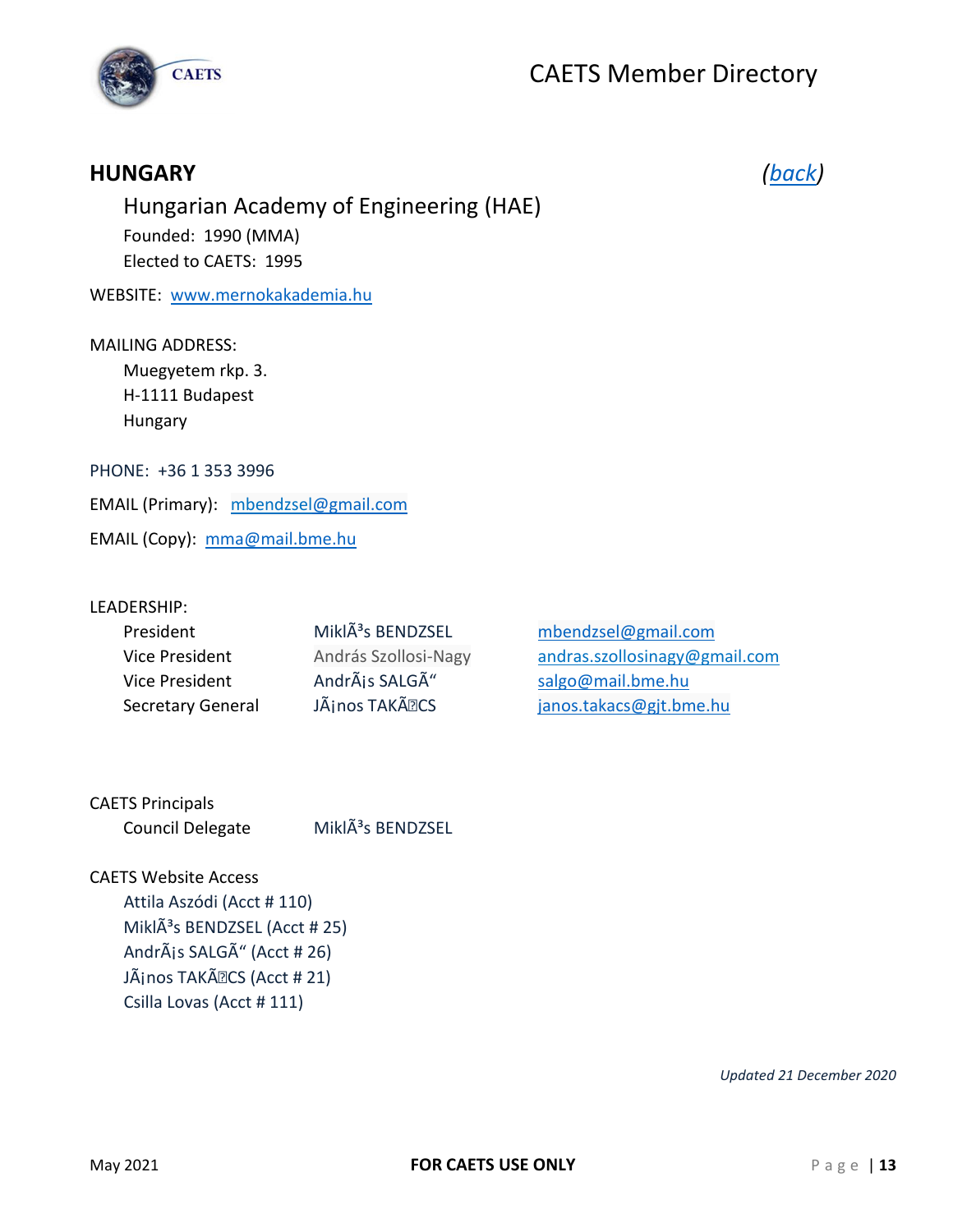## HUNGARY

*(back)*

### Hungarian Academy of Engineering (HAE)

Founded: 1990 (MMA)
Elected to CAETS: 1995

WEBSITE: www.mernokakademia.hu

MAILING ADDRESS:
Muegyetem rkp. 3.
H-1111 Budapest
Hungary

PHONE: +36 1 353 3996

EMAIL (Primary): mbendzsel@gmail.com

EMAIL (Copy): mma@mail.bme.hu

LEADERSHIP:

| | | |
|---|---|---|
| President | MiklÃ³s BENDZSEL | mbendzsel@gmail.com |
| Vice President | András Szollosi-Nagy | andras.szollosinagy@gmail.com |
| Vice President | AndrÃ¡s SALGÃ“ | salgo@mail.bme.hu |
| Secretary General | JÃ¡nos TAKÃ�CS | janos.takacs@gjt.bme.hu |

CAETS Principals

Council Delegate MiklÃ³s BENDZSEL

CAETS Website Access

Attila Aszódi (Acct # 110)
MiklÃ³s BENDZSEL (Acct # 25)
AndrÃ¡s SALGÃ“ (Acct # 26)
JÃ¡nos TAKÃ�CS (Acct # 21)
Csilla Lovas (Acct # 111)

*Updated 21 December 2020*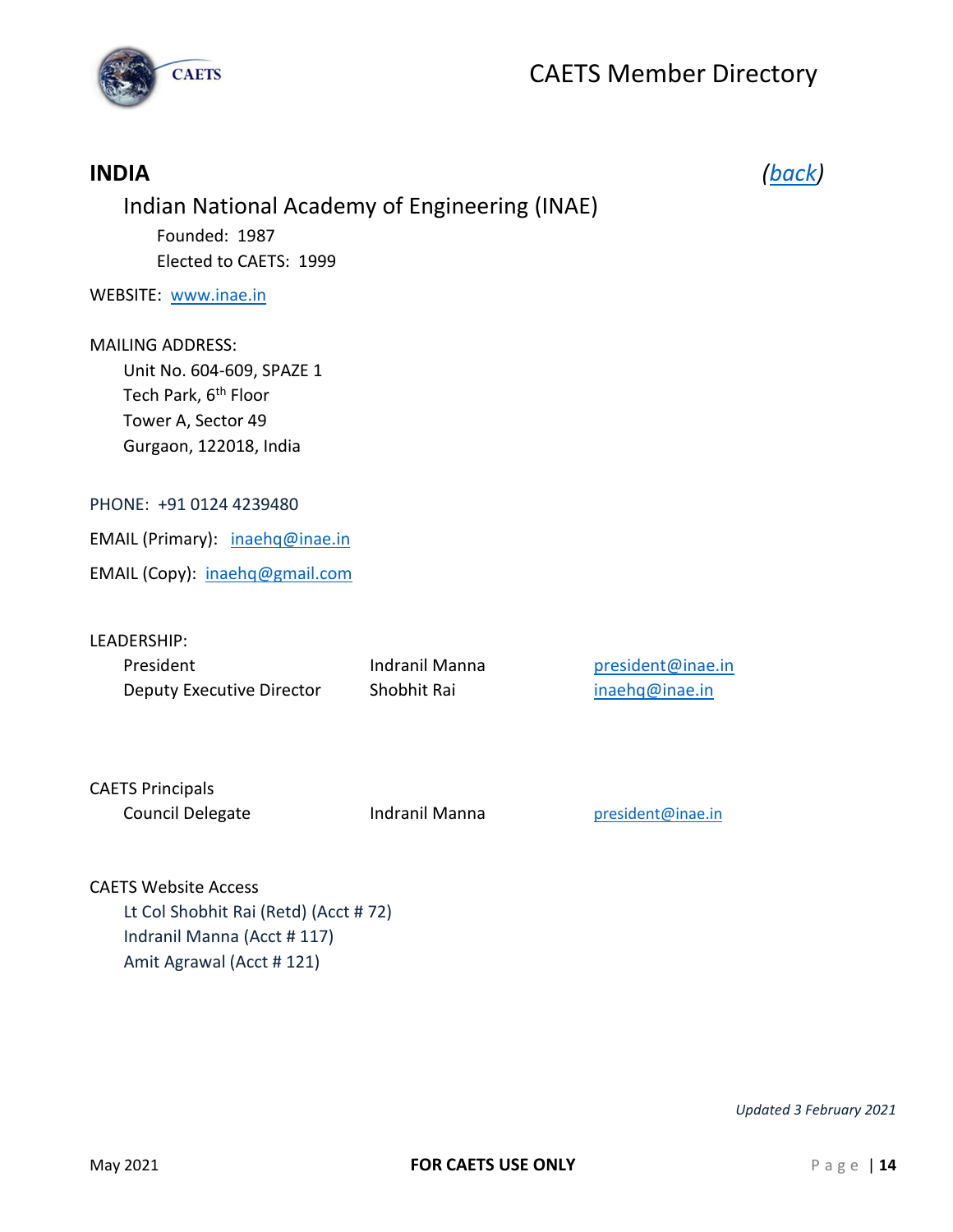## INDIA

*(back)*

### Indian National Academy of Engineering (INAE)

Founded: 1987

Elected to CAETS: 1999

WEBSITE: www.inae.in

MAILING ADDRESS:

Unit No. 604-609, SPAZE 1
Tech Park, 6th Floor
Tower A, Sector 49
Gurgaon, 122018, India

PHONE: +91 0124 4239480

EMAIL (Primary): inaehq@inae.in

EMAIL (Copy): inaehq@gmail.com

LEADERSHIP:

| | | |
|---|---|---|
| President | Indranil Manna | president@inae.in |
| Deputy Executive Director | Shobhit Rai | inaehq@inae.in |

CAETS Principals

| | | |
|---|---|---|
| Council Delegate | Indranil Manna | president@inae.in |

CAETS Website Access

Lt Col Shobhit Rai (Retd) (Acct # 72)
Indranil Manna (Acct # 117)
Amit Agrawal (Acct # 121)

*Updated 3 February 2021*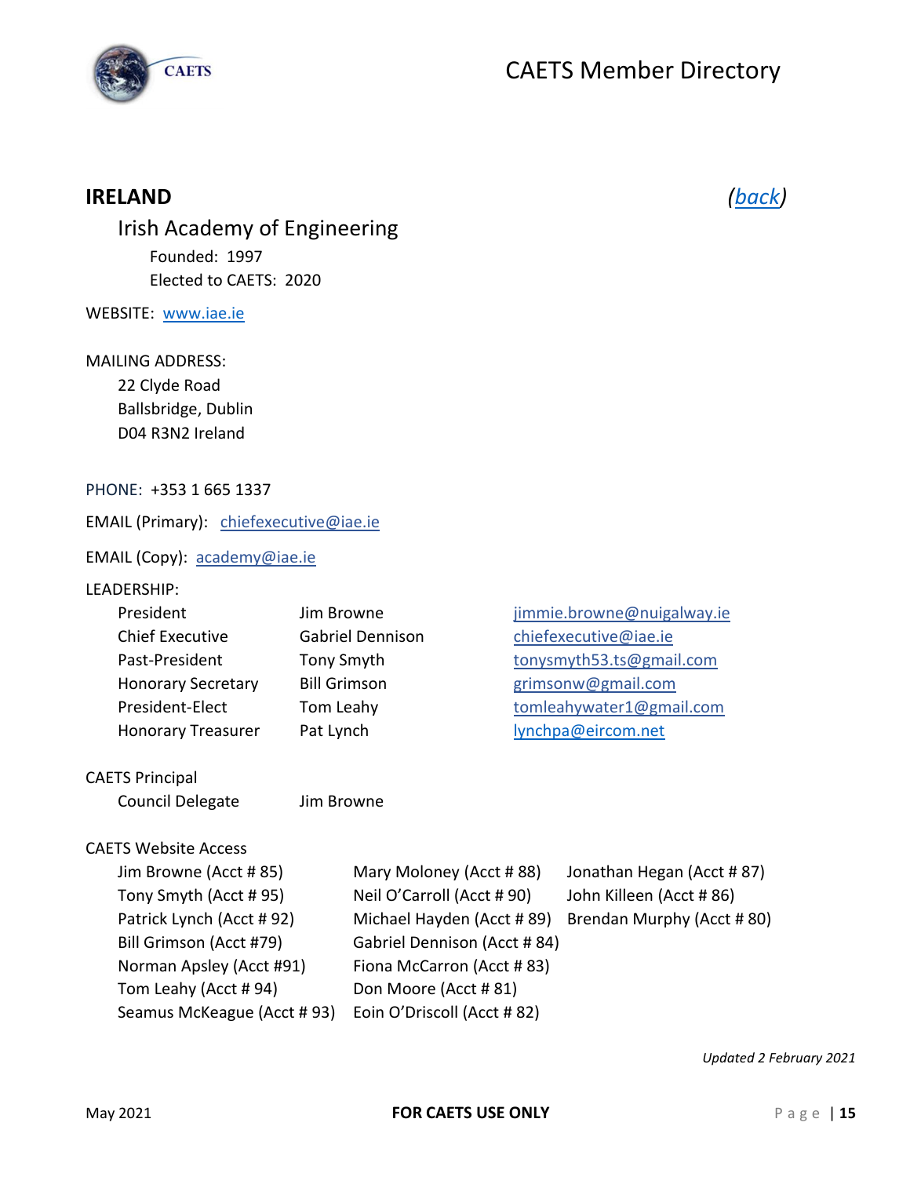## IRELAND

*(back)*

### Irish Academy of Engineering

Founded: 1997
Elected to CAETS: 2020

WEBSITE: www.iae.ie

MAILING ADDRESS:
22 Clyde Road
Ballsbridge, Dublin
D04 R3N2 Ireland

PHONE: +353 1 665 1337

EMAIL (Primary): chiefexecutive@iae.ie

EMAIL (Copy): academy@iae.ie

LEADERSHIP:

| | | |
|---|---|---|
| President | Jim Browne | jimmie.browne@nuigalway.ie |
| Chief Executive | Gabriel Dennison | chiefexecutive@iae.ie |
| Past-President | Tony Smyth | tonysmyth53.ts@gmail.com |
| Honorary Secretary | Bill Grimson | grimsonw@gmail.com |
| President-Elect | Tom Leahy | tomleahywater1@gmail.com |
| Honorary Treasurer | Pat Lynch | lynchpa@eircom.net |

CAETS Principal
Council Delegate: Jim Browne

CAETS Website Access

| | | |
|---|---|---|
| Jim Browne (Acct # 85) | Mary Moloney (Acct # 88) | Jonathan Hegan (Acct # 87) |
| Tony Smyth (Acct # 95) | Neil O'Carroll (Acct # 90) | John Killeen (Acct # 86) |
| Patrick Lynch (Acct # 92) | Michael Hayden (Acct # 89) | Brendan Murphy (Acct # 80) |
| Bill Grimson (Acct #79) | Gabriel Dennison (Acct # 84) | |
| Norman Apsley (Acct #91) | Fiona McCarron (Acct # 83) | |
| Tom Leahy (Acct # 94) | Don Moore (Acct # 81) | |
| Seamus McKeague (Acct # 93) | Eoin O'Driscoll (Acct # 82) | |

*Updated 2 February 2021*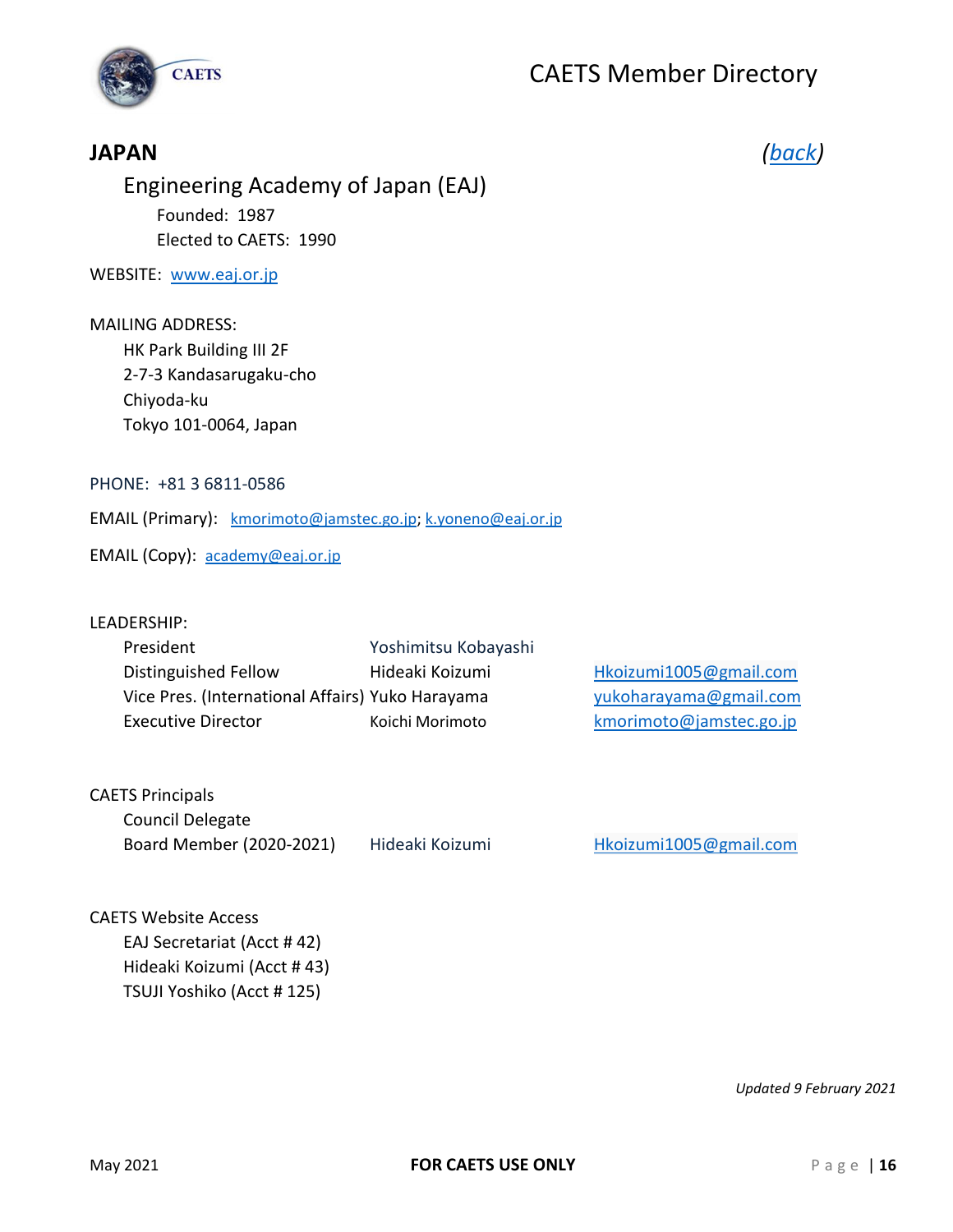## JAPAN

*(back)*

### Engineering Academy of Japan (EAJ)

Founded: 1987
Elected to CAETS: 1990

WEBSITE: www.eaj.or.jp

MAILING ADDRESS:
HK Park Building III 2F
2-7-3 Kandasarugaku-cho
Chiyoda-ku
Tokyo 101-0064, Japan

PHONE: +81 3 6811-0586

EMAIL (Primary): kmorimoto@jamstec.go.jp; k.yoneno@eaj.or.jp

EMAIL (Copy): academy@eaj.or.jp

LEADERSHIP:

| | | |
|---|---|---|
| President | Yoshimitsu Kobayashi | |
| Distinguished Fellow | Hideaki Koizumi | Hkoizumi1005@gmail.com |
| Vice Pres. (International Affairs) | Yuko Harayama | yukoharayama@gmail.com |
| Executive Director | Koichi Morimoto | kmorimoto@jamstec.go.jp |

CAETS Principals

| | | |
|---|---|---|
| Council Delegate | | |
| Board Member (2020-2021) | Hideaki Koizumi | Hkoizumi1005@gmail.com |

CAETS Website Access
EAJ Secretariat (Acct # 42)
Hideaki Koizumi (Acct # 43)
TSUJI Yoshiko (Acct # 125)

*Updated 9 February 2021*

**FOR CAETS USE ONLY**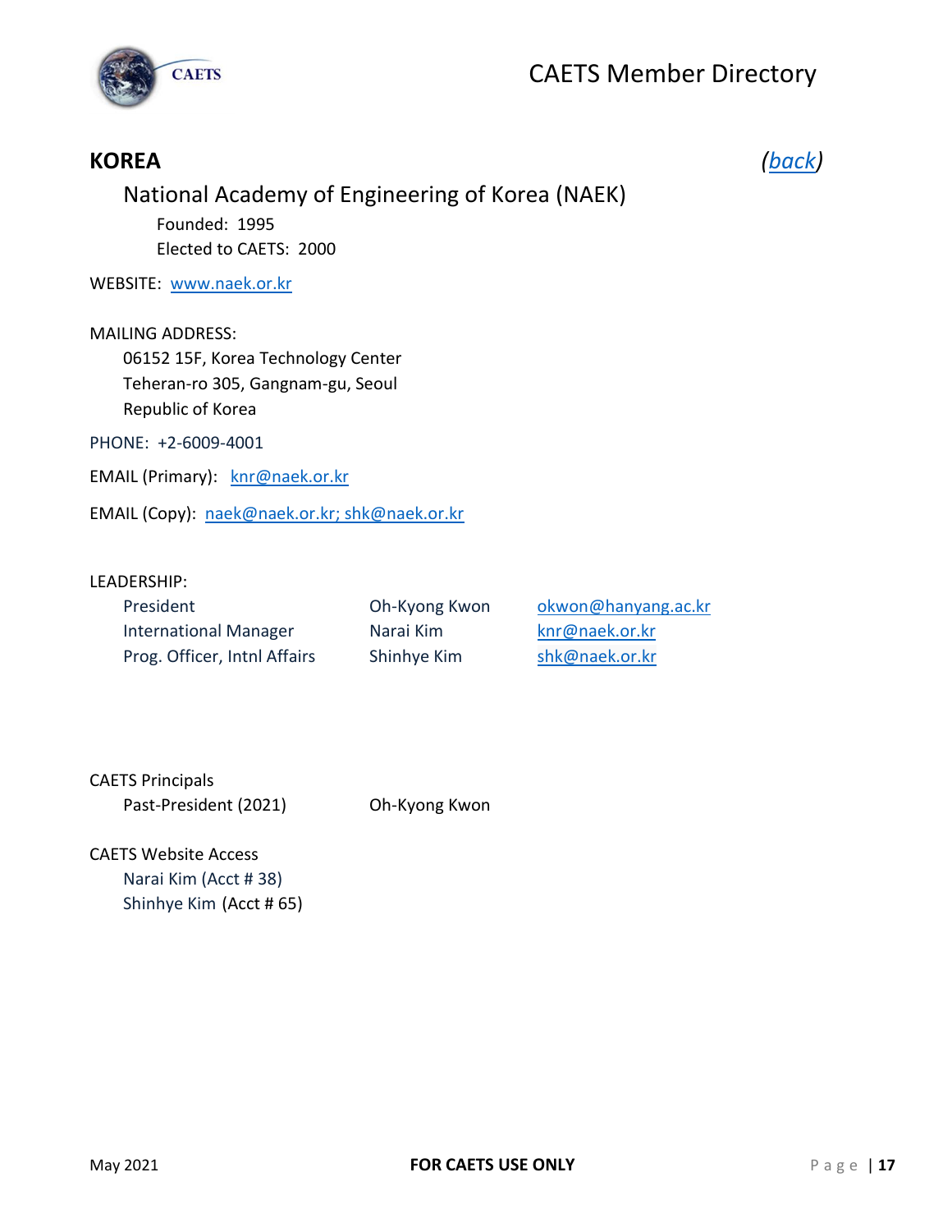## KOREA

*(back)*

### National Academy of Engineering of Korea (NAEK)

Founded: 1995
Elected to CAETS: 2000

WEBSITE: www.naek.or.kr

MAILING ADDRESS:
06152 15F, Korea Technology Center
Teheran-ro 305, Gangnam-gu, Seoul
Republic of Korea

PHONE: +2-6009-4001

EMAIL (Primary): knr@naek.or.kr

EMAIL (Copy): naek@naek.or.kr; shk@naek.or.kr

LEADERSHIP:

| | | |
|---|---|---|
| President | Oh-Kyong Kwon | okwon@hanyang.ac.kr |
| International Manager | Narai Kim | knr@naek.or.kr |
| Prog. Officer, Intnl Affairs | Shinhye Kim | shk@naek.or.kr |

CAETS Principals

| | |
|---|---|
| Past-President (2021) | Oh-Kyong Kwon |

CAETS Website Access
Narai Kim (Acct # 38)
Shinhye Kim (Acct # 65)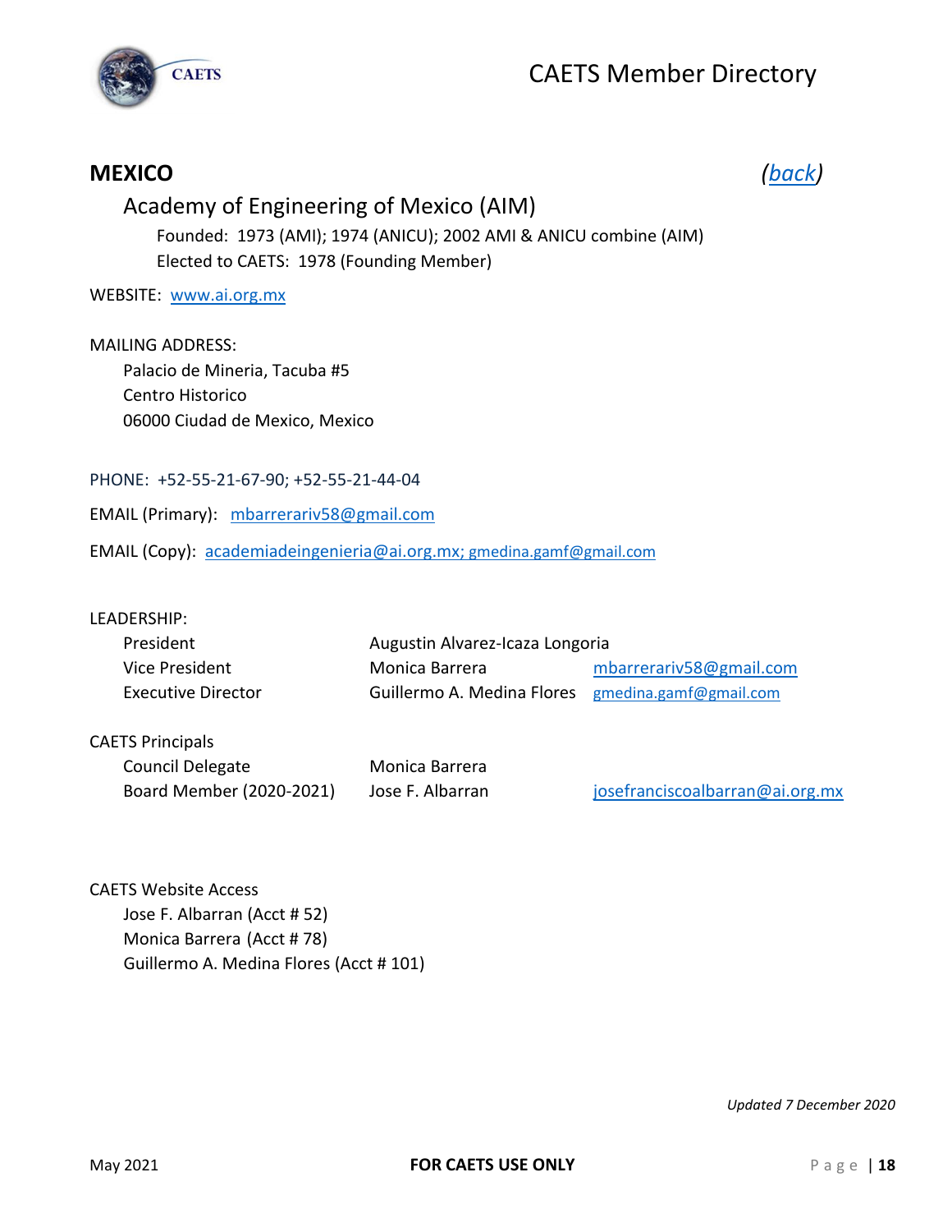## MEXICO

(back)

### Academy of Engineering of Mexico (AIM)

Founded: 1973 (AMI); 1974 (ANICU); 2002 AMI & ANICU combine (AIM)
Elected to CAETS: 1978 (Founding Member)

WEBSITE: www.ai.org.mx

MAILING ADDRESS:
Palacio de Mineria, Tacuba #5
Centro Historico
06000 Ciudad de Mexico, Mexico

PHONE: +52-55-21-67-90; +52-55-21-44-04

EMAIL (Primary): mbarrerariv58@gmail.com

EMAIL (Copy): academiadeingenieria@ai.org.mx; gmedina.gamf@gmail.com

LEADERSHIP:

| | | |
|---|---|---|
| President | Augustin Alvarez-Icaza Longoria | |
| Vice President | Monica Barrera | mbarrerariv58@gmail.com |
| Executive Director | Guillermo A. Medina Flores | gmedina.gamf@gmail.com |

CAETS Principals

| | | |
|---|---|---|
| Council Delegate | Monica Barrera | |
| Board Member (2020-2021) | Jose F. Albarran | josefranciscoalbarran@ai.org.mx |

CAETS Website Access
Jose F. Albarran (Acct # 52)
Monica Barrera (Acct # 78)
Guillermo A. Medina Flores (Acct # 101)

*Updated 7 December 2020*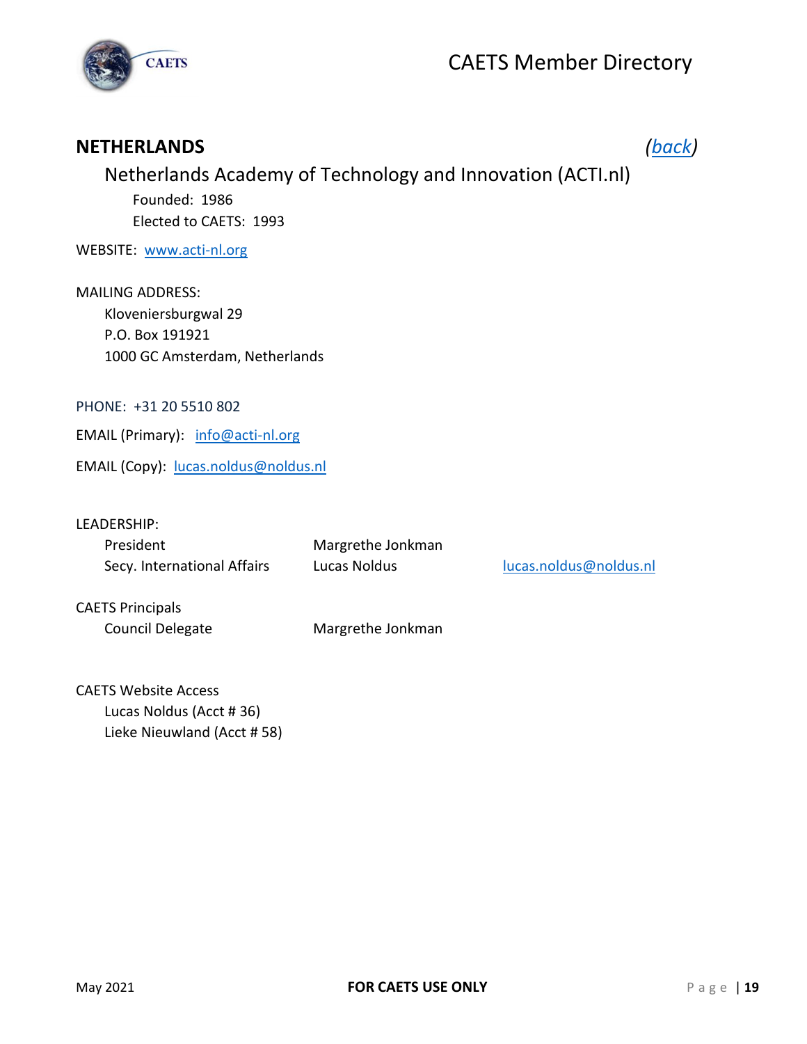## NETHERLANDS

*(back)*

### Netherlands Academy of Technology and Innovation (ACTI.nl)

Founded: 1986
Elected to CAETS: 1993

WEBSITE: www.acti-nl.org

MAILING ADDRESS:
Kloveniersburgwal 29
P.O. Box 191921
1000 GC Amsterdam, Netherlands

PHONE: +31 20 5510 802

EMAIL (Primary): info@acti-nl.org

EMAIL (Copy): lucas.noldus@noldus.nl

LEADERSHIP:

| | | |
|---|---|---|
| President | Margrethe Jonkman | |
| Secy. International Affairs | Lucas Noldus | lucas.noldus@noldus.nl |

CAETS Principals

| | |
|---|---|
| Council Delegate | Margrethe Jonkman |

CAETS Website Access
Lucas Noldus (Acct # 36)
Lieke Nieuwland (Acct # 58)

May 2021 **FOR CAETS USE ONLY**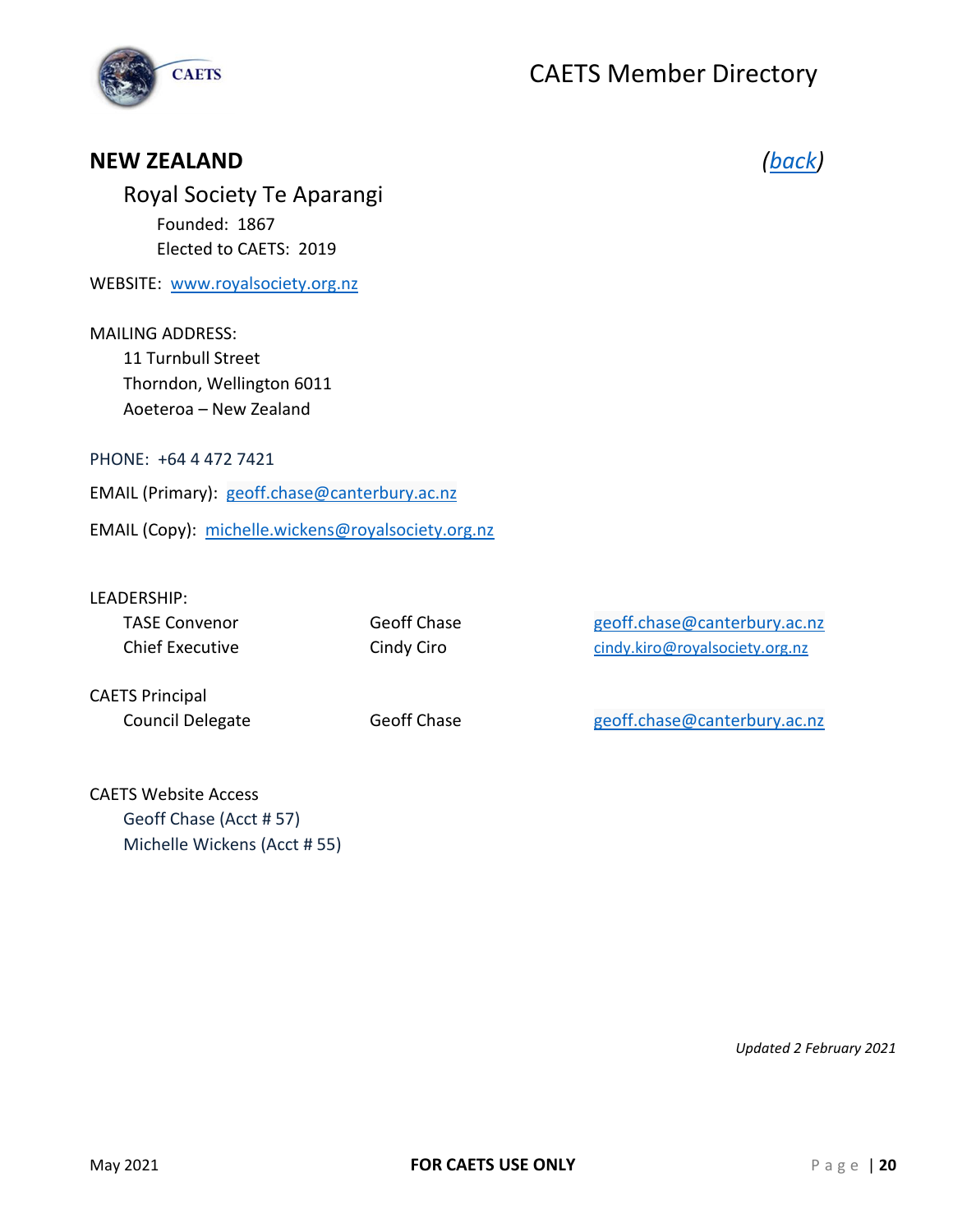## NEW ZEALAND

*(back)*

### Royal Society Te Aparangi

Founded: 1867
Elected to CAETS: 2019

WEBSITE: www.royalsociety.org.nz

MAILING ADDRESS:
11 Turnbull Street
Thorndon, Wellington 6011
Aoeteroa – New Zealand

PHONE: +64 4 472 7421

EMAIL (Primary): geoff.chase@canterbury.ac.nz

EMAIL (Copy): michelle.wickens@royalsociety.org.nz

LEADERSHIP:

| | | |
|---|---|---|
| TASE Convenor | Geoff Chase | geoff.chase@canterbury.ac.nz |
| Chief Executive | Cindy Ciro | cindy.kiro@royalsociety.org.nz |

CAETS Principal

| | | |
|---|---|---|
| Council Delegate | Geoff Chase | geoff.chase@canterbury.ac.nz |

CAETS Website Access
Geoff Chase (Acct # 57)
Michelle Wickens (Acct # 55)

*Updated 2 February 2021*

May 2021 FOR CAETS USE ONLY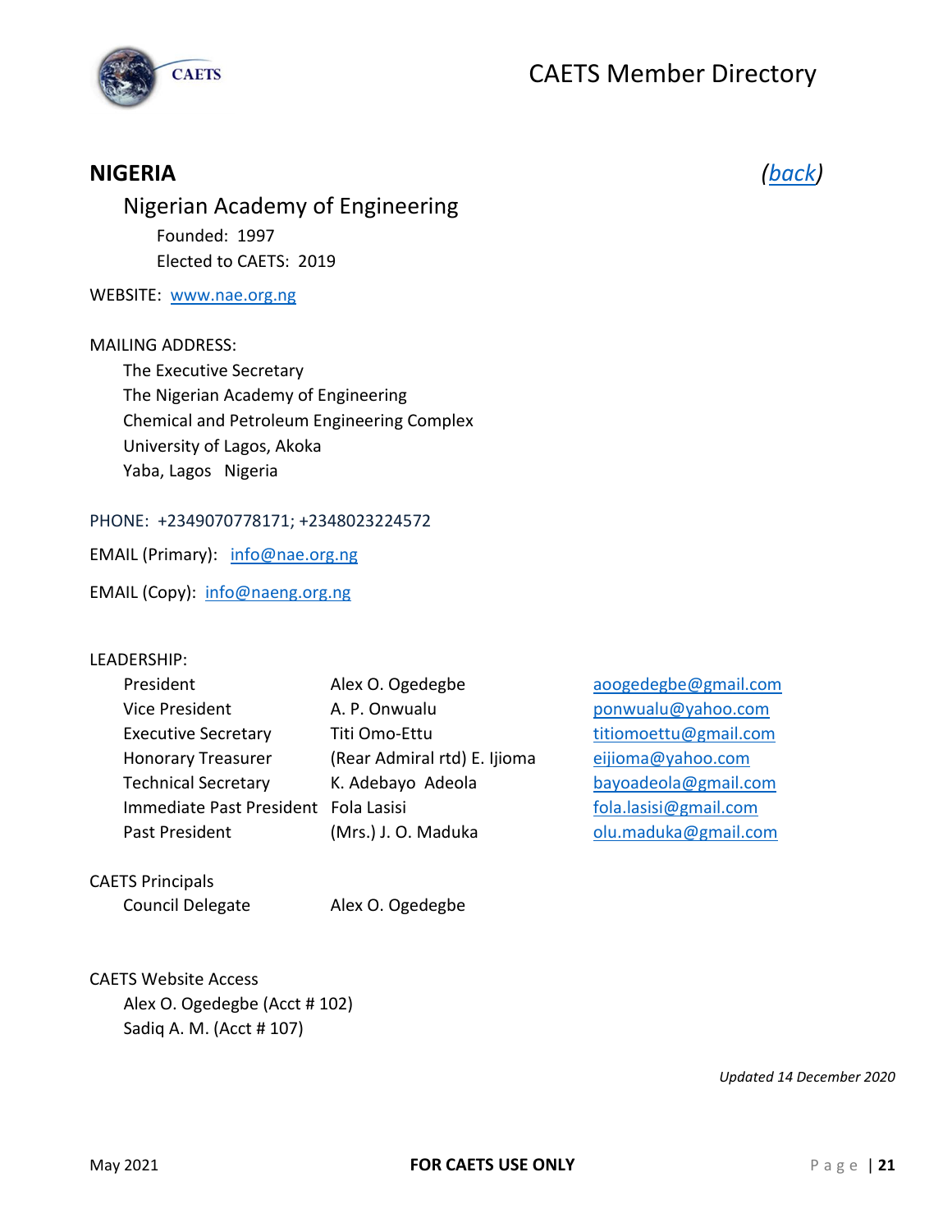## NIGERIA

*(back)*

### Nigerian Academy of Engineering

Founded: 1997

Elected to CAETS: 2019

WEBSITE: www.nae.org.ng

MAILING ADDRESS:

The Executive Secretary
The Nigerian Academy of Engineering
Chemical and Petroleum Engineering Complex
University of Lagos, Akoka
Yaba, Lagos Nigeria

PHONE: +2349070778171; +2348023224572

EMAIL (Primary): info@nae.org.ng

EMAIL (Copy): info@naeng.org.ng

LEADERSHIP:

| | | |
|---|---|---|
| President | Alex O. Ogedegbe | aoogedegbe@gmail.com |
| Vice President | A. P. Onwualu | ponwualu@yahoo.com |
| Executive Secretary | Titi Omo-Ettu | titiomoettu@gmail.com |
| Honorary Treasurer | (Rear Admiral rtd) E. Ijioma | eijioma@yahoo.com |
| Technical Secretary | K. Adebayo Adeola | bayoadeola@gmail.com |
| Immediate Past President | Fola Lasisi | fola.lasisi@gmail.com |
| Past President | (Mrs.) J. O. Maduka | olu.maduka@gmail.com |

CAETS Principals

| | |
|---|---|
| Council Delegate | Alex O. Ogedegbe |

CAETS Website Access

Alex O. Ogedegbe (Acct # 102)
Sadiq A. M. (Acct # 107)

*Updated 14 December 2020*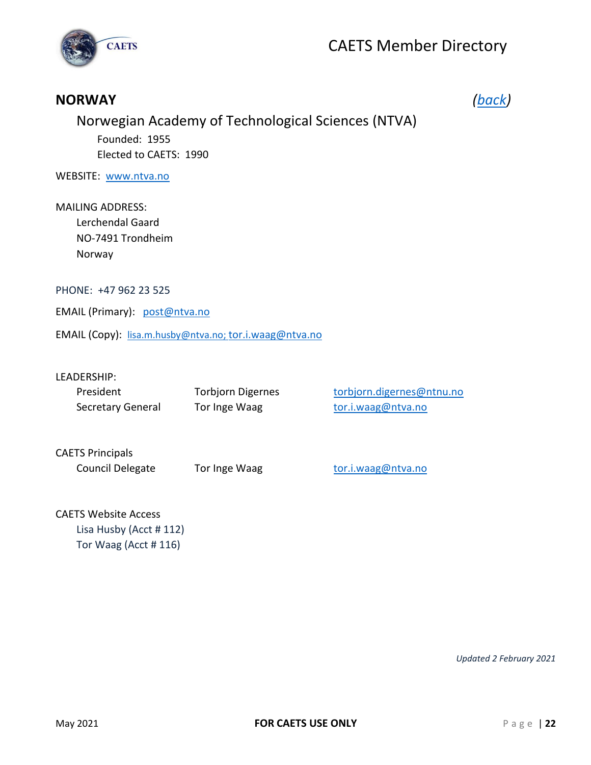## NORWAY

*(back)*

### Norwegian Academy of Technological Sciences (NTVA)

Founded: 1955
Elected to CAETS: 1990

WEBSITE: www.ntva.no

MAILING ADDRESS:
Lerchendal Gaard
NO-7491 Trondheim
Norway

PHONE: +47 962 23 525

EMAIL (Primary): post@ntva.no

EMAIL (Copy): lisa.m.husby@ntva.no; tor.i.waag@ntva.no

LEADERSHIP:

| | | |
|---|---|---|
| President | Torbjorn Digernes | torbjorn.digernes@ntnu.no |
| Secretary General | Tor Inge Waag | tor.i.waag@ntva.no |

CAETS Principals

| | | |
|---|---|---|
| Council Delegate | Tor Inge Waag | tor.i.waag@ntva.no |

CAETS Website Access
- Lisa Husby (Acct # 112)
- Tor Waag (Acct # 116)

*Updated 2 February 2021*

May 2021 — FOR CAETS USE ONLY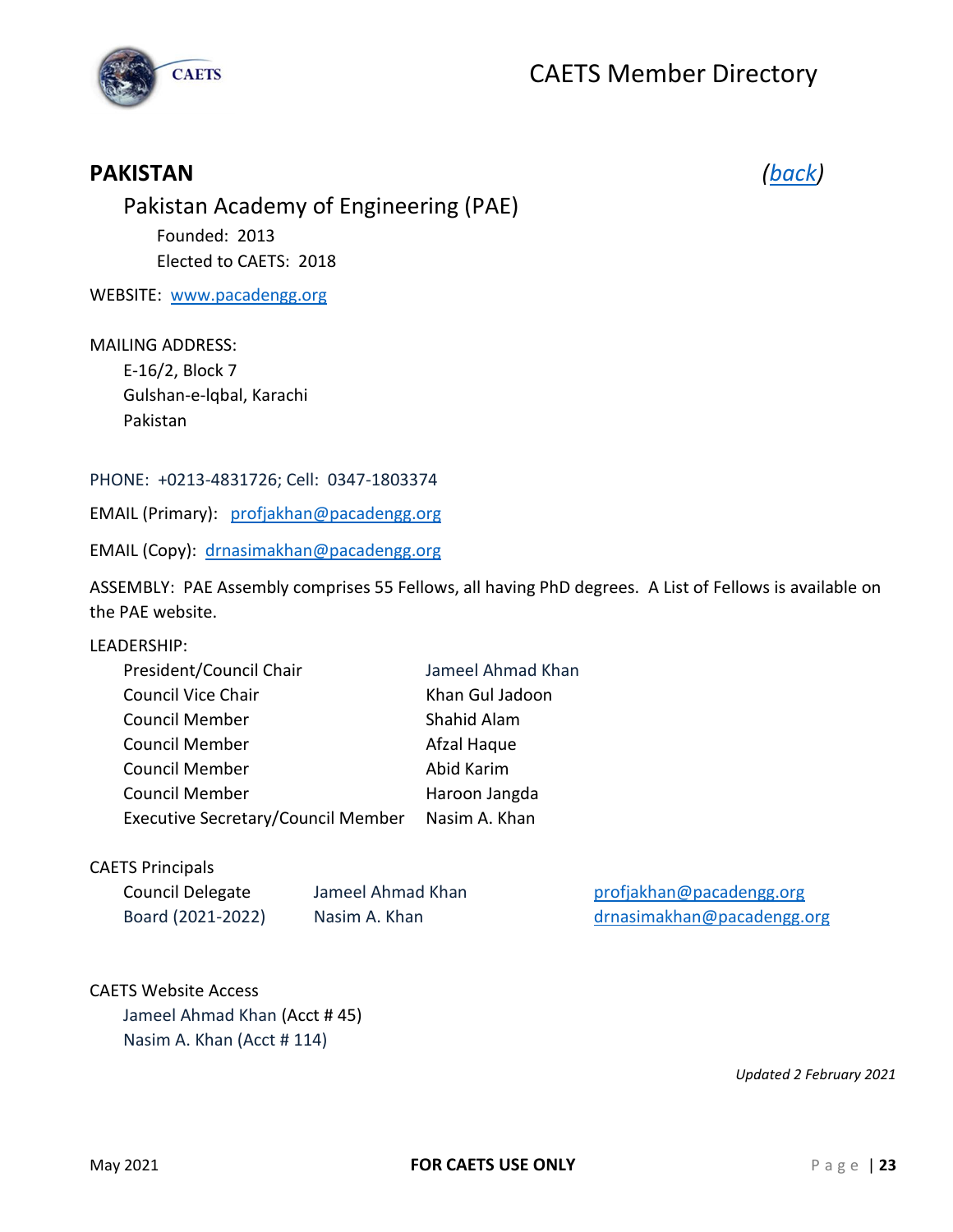## PAKISTAN

*(back)*

### Pakistan Academy of Engineering (PAE)

Founded: 2013

Elected to CAETS: 2018

WEBSITE: www.pacadengg.org

MAILING ADDRESS:

E-16/2, Block 7
Gulshan-e-lqbal, Karachi
Pakistan

PHONE: +0213-4831726; Cell: 0347-1803374

EMAIL (Primary): profjakhan@pacadengg.org

EMAIL (Copy): drnasimakhan@pacadengg.org

ASSEMBLY: PAE Assembly comprises 55 Fellows, all having PhD degrees. A List of Fellows is available on the PAE website.

LEADERSHIP:

| | |
|---|---|
| President/Council Chair | Jameel Ahmad Khan |
| Council Vice Chair | Khan Gul Jadoon |
| Council Member | Shahid Alam |
| Council Member | Afzal Haque |
| Council Member | Abid Karim |
| Council Member | Haroon Jangda |
| Executive Secretary/Council Member | Nasim A. Khan |

CAETS Principals

| | | |
|---|---|---|
| Council Delegate | Jameel Ahmad Khan | profjakhan@pacadengg.org |
| Board (2021-2022) | Nasim A. Khan | drnasimakhan@pacadengg.org |

CAETS Website Access

Jameel Ahmad Khan (Acct # 45)
Nasim A. Khan (Acct # 114)

*Updated 2 February 2021*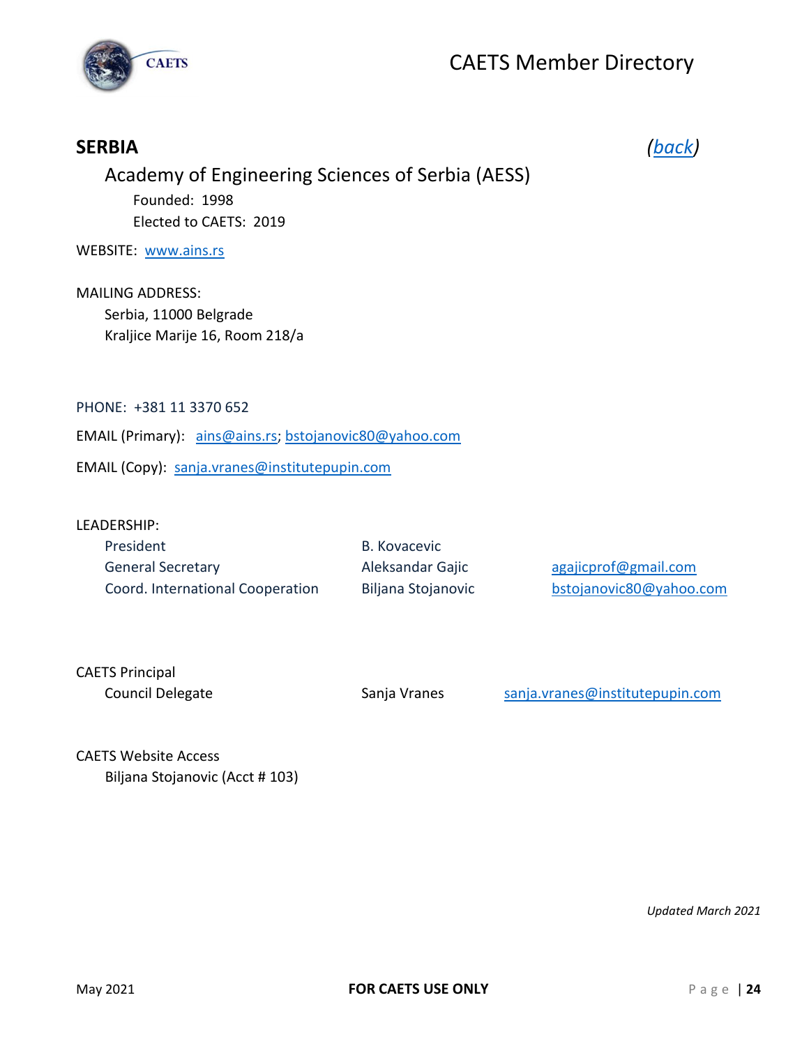## SERBIA

*(back)*

### Academy of Engineering Sciences of Serbia (AESS)

Founded: 1998

Elected to CAETS: 2019

WEBSITE: www.ains.rs

MAILING ADDRESS:

Serbia, 11000 Belgrade
Kraljice Marije 16, Room 218/a

PHONE: +381 11 3370 652

EMAIL (Primary): ains@ains.rs; bstojanovic80@yahoo.com

EMAIL (Copy): sanja.vranes@institutepupin.com

LEADERSHIP:

| | | |
|---|---|---|
| President | B. Kovacevic | |
| General Secretary | Aleksandar Gajic | agajicprof@gmail.com |
| Coord. International Cooperation | Biljana Stojanovic | bstojanovic80@yahoo.com |

CAETS Principal

| | | |
|---|---|---|
| Council Delegate | Sanja Vranes | sanja.vranes@institutepupin.com |

CAETS Website Access

Biljana Stojanovic (Acct # 103)

*Updated March 2021*

FOR CAETS USE ONLY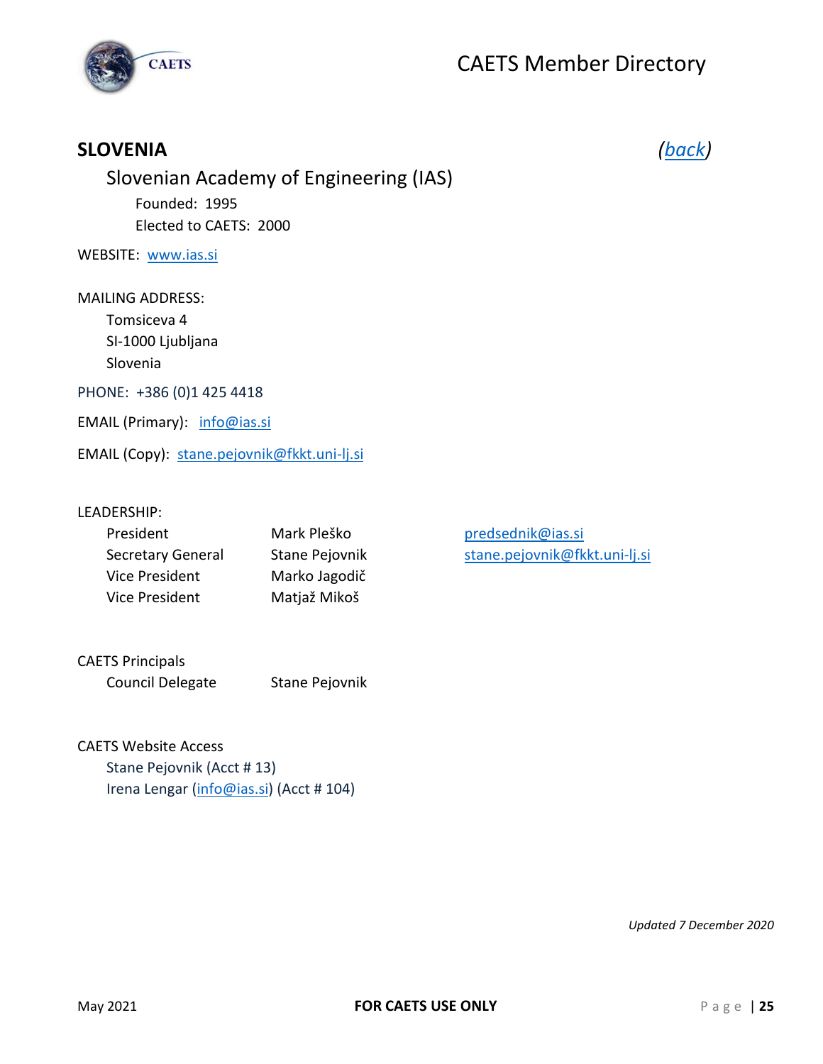## SLOVENIA

*(back)*

### Slovenian Academy of Engineering (IAS)

Founded: 1995
Elected to CAETS: 2000

WEBSITE: www.ias.si

MAILING ADDRESS:
Tomsiceva 4
SI-1000 Ljubljana
Slovenia

PHONE: +386 (0)1 425 4418

EMAIL (Primary): info@ias.si

EMAIL (Copy): stane.pejovnik@fkkt.uni-lj.si

LEADERSHIP:

| | | |
|---|---|---|
| President | Mark Pleško | predsednik@ias.si |
| Secretary General | Stane Pejovnik | stane.pejovnik@fkkt.uni-lj.si |
| Vice President | Marko Jagodič | |
| Vice President | Matjaž Mikoš | |

CAETS Principals

| | |
|---|---|
| Council Delegate | Stane Pejovnik |

CAETS Website Access
Stane Pejovnik (Acct # 13)
Irena Lengar (info@ias.si) (Acct # 104)

*Updated 7 December 2020*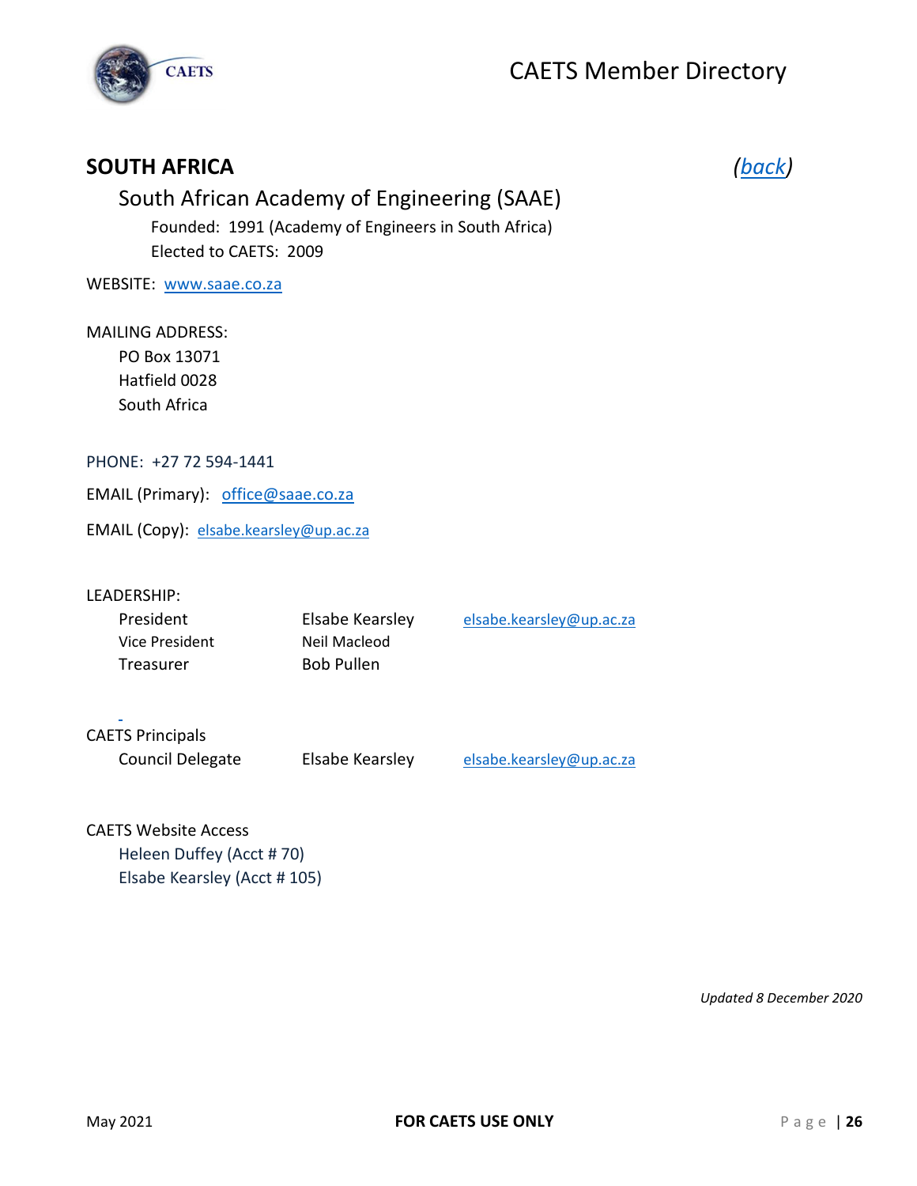## SOUTH AFRICA

(back)

### South African Academy of Engineering (SAAE)

Founded: 1991 (Academy of Engineers in South Africa)
Elected to CAETS: 2009

WEBSITE: www.saae.co.za

MAILING ADDRESS:

PO Box 13071
Hatfield 0028
South Africa

PHONE: +27 72 594-1441

EMAIL (Primary): office@saae.co.za

EMAIL (Copy): elsabe.kearsley@up.ac.za

LEADERSHIP:

| | | |
|---|---|---|
| President | Elsabe Kearsley | elsabe.kearsley@up.ac.za |
| Vice President | Neil Macleod | |
| Treasurer | Bob Pullen | |

CAETS Principals

| | | |
|---|---|---|
| Council Delegate | Elsabe Kearsley | elsabe.kearsley@up.ac.za |

CAETS Website Access

Heleen Duffey (Acct # 70)
Elsabe Kearsley (Acct # 105)

*Updated 8 December 2020*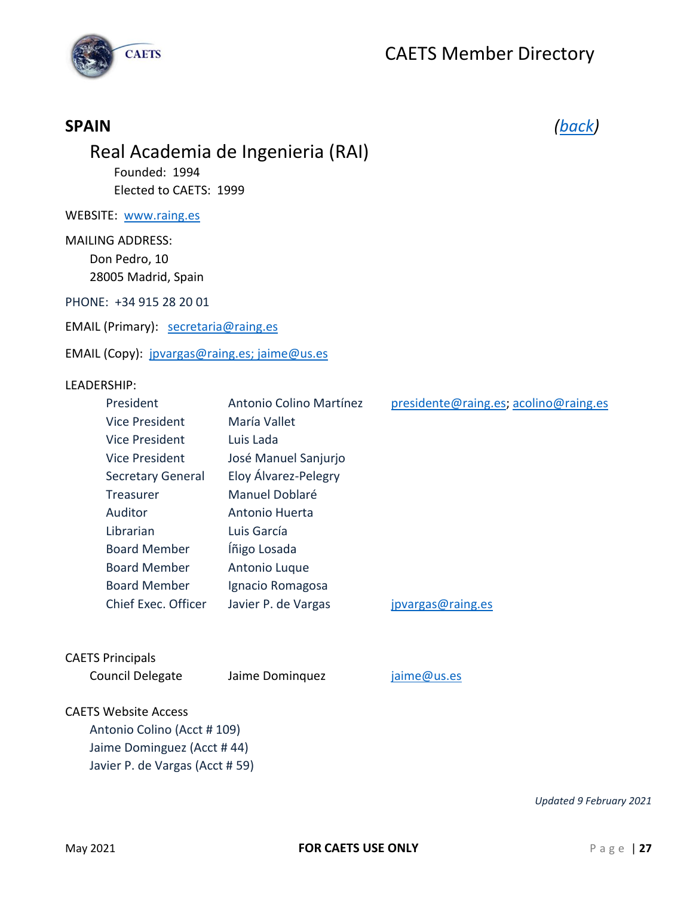## SPAIN

*(back)*

### Real Academia de Ingenieria (RAI)

Founded: 1994

Elected to CAETS: 1999

WEBSITE: www.raing.es

MAILING ADDRESS:

Don Pedro, 10
28005 Madrid, Spain

PHONE: +34 915 28 20 01

EMAIL (Primary): secretaria@raing.es

EMAIL (Copy): jpvargas@raing.es; jaime@us.es

LEADERSHIP:

| | | |
|---|---|---|
| President | Antonio Colino Martínez | presidente@raing.es; acolino@raing.es |
| Vice President | María Vallet | |
| Vice President | Luis Lada | |
| Vice President | José Manuel Sanjurjo | |
| Secretary General | Eloy Álvarez-Pelegry | |
| Treasurer | Manuel Doblaré | |
| Auditor | Antonio Huerta | |
| Librarian | Luis García | |
| Board Member | Íñigo Losada | |
| Board Member | Antonio Luque | |
| Board Member | Ignacio Romagosa | |
| Chief Exec. Officer | Javier P. de Vargas | jpvargas@raing.es |

CAETS Principals

| | | |
|---|---|---|
| Council Delegate | Jaime Dominquez | jaime@us.es |

CAETS Website Access

Antonio Colino (Acct # 109)
Jaime Dominguez (Acct # 44)
Javier P. de Vargas (Acct # 59)

*Updated 9 February 2021*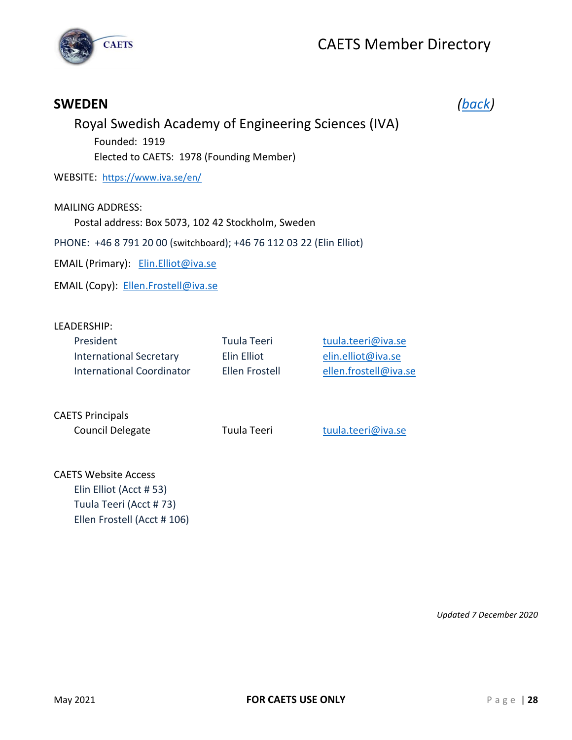## SWEDEN

*(back)*

### Royal Swedish Academy of Engineering Sciences (IVA)

Founded: 1919

Elected to CAETS: 1978 (Founding Member)

WEBSITE: https://www.iva.se/en/

MAILING ADDRESS:

Postal address: Box 5073, 102 42 Stockholm, Sweden

PHONE: +46 8 791 20 00 (switchboard); +46 76 112 03 22 (Elin Elliot)

EMAIL (Primary): Elin.Elliot@iva.se

EMAIL (Copy): Ellen.Frostell@iva.se

LEADERSHIP:

| | | |
|---|---|---|
| President | Tuula Teeri | tuula.teeri@iva.se |
| International Secretary | Elin Elliot | elin.elliot@iva.se |
| International Coordinator | Ellen Frostell | ellen.frostell@iva.se |

CAETS Principals

| | | |
|---|---|---|
| Council Delegate | Tuula Teeri | tuula.teeri@iva.se |

CAETS Website Access

- Elin Elliot (Acct # 53)
- Tuula Teeri (Acct # 73)
- Ellen Frostell (Acct # 106)

*Updated 7 December 2020*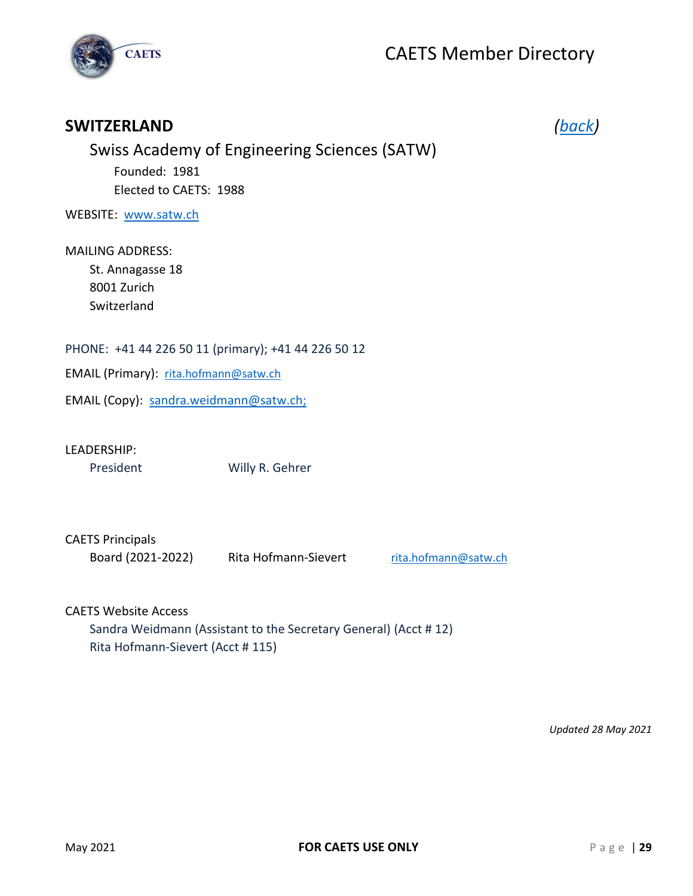## SWITZERLAND

*(back)*

### Swiss Academy of Engineering Sciences (SATW)

Founded: 1981

Elected to CAETS: 1988

WEBSITE: www.satw.ch

MAILING ADDRESS:

St. Annagasse 18
8001 Zurich
Switzerland

PHONE: +41 44 226 50 11 (primary); +41 44 226 50 12

EMAIL (Primary): rita.hofmann@satw.ch

EMAIL (Copy): sandra.weidmann@satw.ch;

LEADERSHIP:

| | |
|---|---|
| President | Willy R. Gehrer |

CAETS Principals

| | | |
|---|---|---|
| Board (2021-2022) | Rita Hofmann-Sievert | rita.hofmann@satw.ch |

CAETS Website Access

Sandra Weidmann (Assistant to the Secretary General) (Acct # 12)
Rita Hofmann-Sievert (Acct # 115)

*Updated 28 May 2021*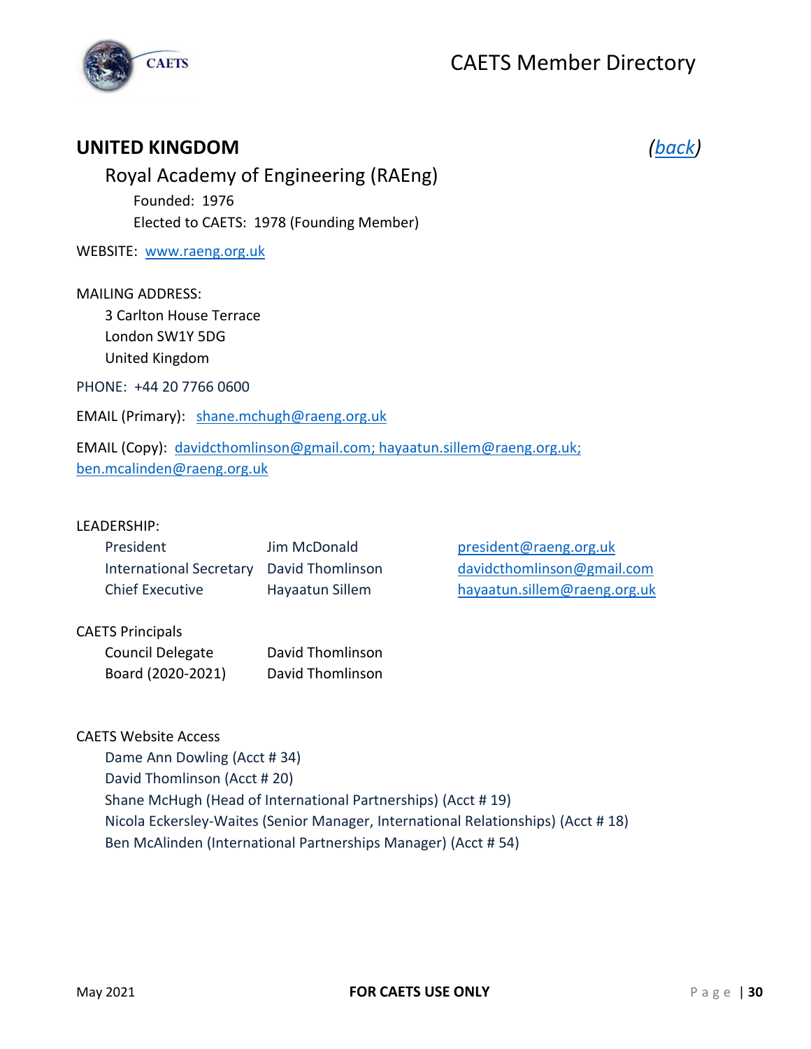## UNITED KINGDOM *(back)*

### Royal Academy of Engineering (RAEng)

Founded: 1976
Elected to CAETS: 1978 (Founding Member)

WEBSITE: www.raeng.org.uk

MAILING ADDRESS:
3 Carlton House Terrace
London SW1Y 5DG
United Kingdom

PHONE: +44 20 7766 0600

EMAIL (Primary): shane.mchugh@raeng.org.uk

EMAIL (Copy): davidcthomlinson@gmail.com; hayaatun.sillem@raeng.org.uk; ben.mcalinden@raeng.org.uk

LEADERSHIP:

| | | |
|---|---|---|
| President | Jim McDonald | president@raeng.org.uk |
| International Secretary | David Thomlinson | davidcthomlinson@gmail.com |
| Chief Executive | Hayaatun Sillem | hayaatun.sillem@raeng.org.uk |

CAETS Principals

| | |
|---|---|
| Council Delegate | David Thomlinson |
| Board (2020-2021) | David Thomlinson |

CAETS Website Access

- Dame Ann Dowling (Acct # 34)
- David Thomlinson (Acct # 20)
- Shane McHugh (Head of International Partnerships) (Acct # 19)
- Nicola Eckersley-Waites (Senior Manager, International Relationships) (Acct # 18)
- Ben McAlinden (International Partnerships Manager) (Acct # 54)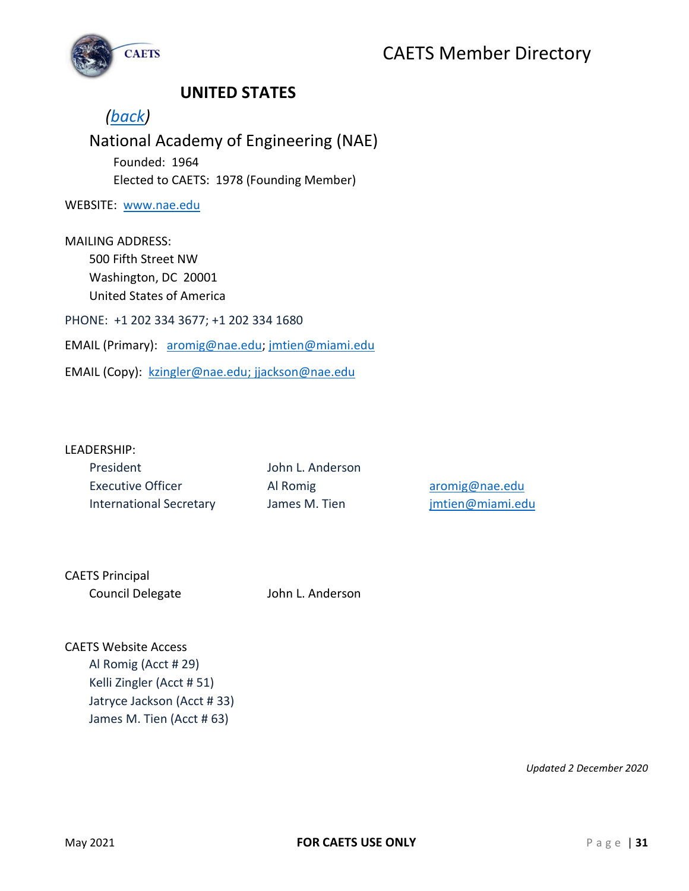## UNITED STATES

*(back)*

### National Academy of Engineering (NAE)

Founded: 1964

Elected to CAETS: 1978 (Founding Member)

WEBSITE: www.nae.edu

MAILING ADDRESS:

500 Fifth Street NW

Washington, DC 20001

United States of America

PHONE: +1 202 334 3677; +1 202 334 1680

EMAIL (Primary): aromig@nae.edu; jmtien@miami.edu

EMAIL (Copy): kzingler@nae.edu; jjackson@nae.edu

LEADERSHIP:

| | | |
|---|---|---|
| President | John L. Anderson | |
| Executive Officer | Al Romig | aromig@nae.edu |
| International Secretary | James M. Tien | jmtien@miami.edu |

CAETS Principal

| | |
|---|---|
| Council Delegate | John L. Anderson |

CAETS Website Access

- Al Romig (Acct # 29)
- Kelli Zingler (Acct # 51)
- Jatryce Jackson (Acct # 33)
- James M. Tien (Acct # 63)

*Updated 2 December 2020*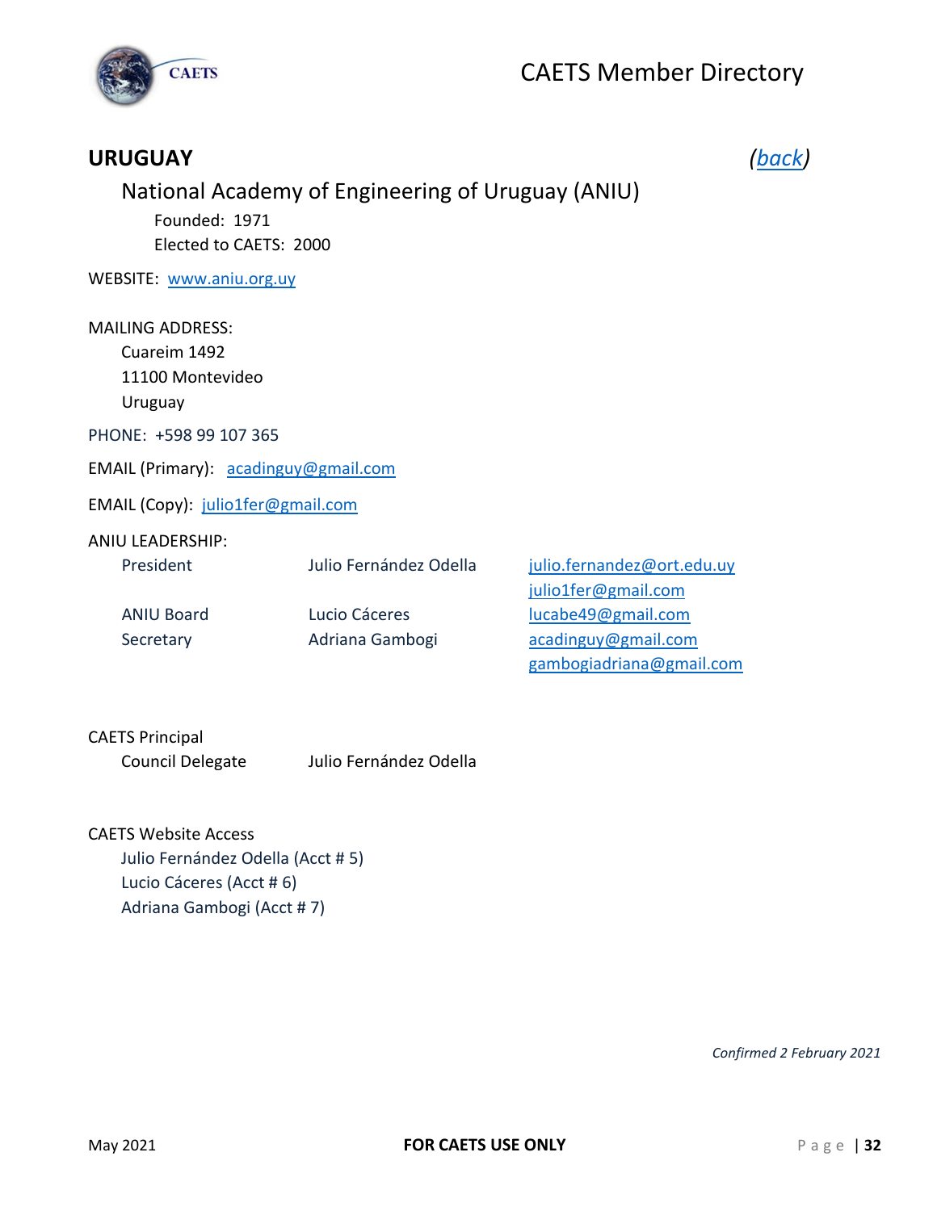## URUGUAY

*(back)*

### National Academy of Engineering of Uruguay (ANIU)

Founded: 1971
Elected to CAETS: 2000

WEBSITE: www.aniu.org.uy

MAILING ADDRESS:
Cuareim 1492
11100 Montevideo
Uruguay

PHONE: +598 99 107 365

EMAIL (Primary): acadinguy@gmail.com

EMAIL (Copy): julio1fer@gmail.com

ANIU LEADERSHIP:

| Role | Name | Email |
|---|---|---|
| President | Julio Fernández Odella | julio.fernandez@ort.edu.uy<br>julio1fer@gmail.com |
| ANIU Board | Lucio Cáceres | lucabe49@gmail.com |
| Secretary | Adriana Gambogi | acadinguy@gmail.com<br>gambogiadriana@gmail.com |

CAETS Principal
Council Delegate — Julio Fernández Odella

CAETS Website Access
- Julio Fernández Odella (Acct # 5)
- Lucio Cáceres (Acct # 6)
- Adriana Gambogi (Acct # 7)

*Confirmed 2 February 2021*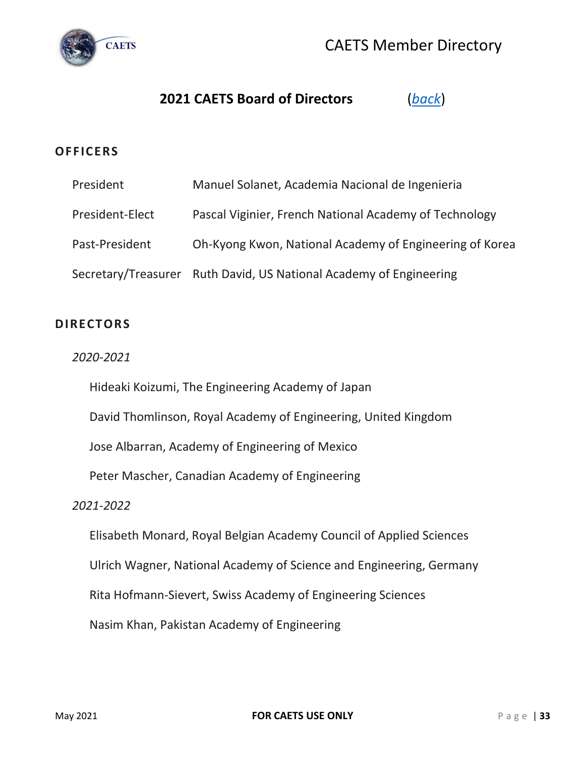## 2021 CAETS Board of Directors (back)

### OFFICERS

| | |
|---|---|
| President | Manuel Solanet, Academia Nacional de Ingenieria |
| President-Elect | Pascal Viginier, French National Academy of Technology |
| Past-President | Oh-Kyong Kwon, National Academy of Engineering of Korea |
| Secretary/Treasurer | Ruth David, US National Academy of Engineering |

### DIRECTORS

*2020-2021*

Hideaki Koizumi, The Engineering Academy of Japan

David Thomlinson, Royal Academy of Engineering, United Kingdom

Jose Albarran, Academy of Engineering of Mexico

Peter Mascher, Canadian Academy of Engineering

*2021-2022*

Elisabeth Monard, Royal Belgian Academy Council of Applied Sciences

Ulrich Wagner, National Academy of Science and Engineering, Germany

Rita Hofmann-Sievert, Swiss Academy of Engineering Sciences

Nasim Khan, Pakistan Academy of Engineering